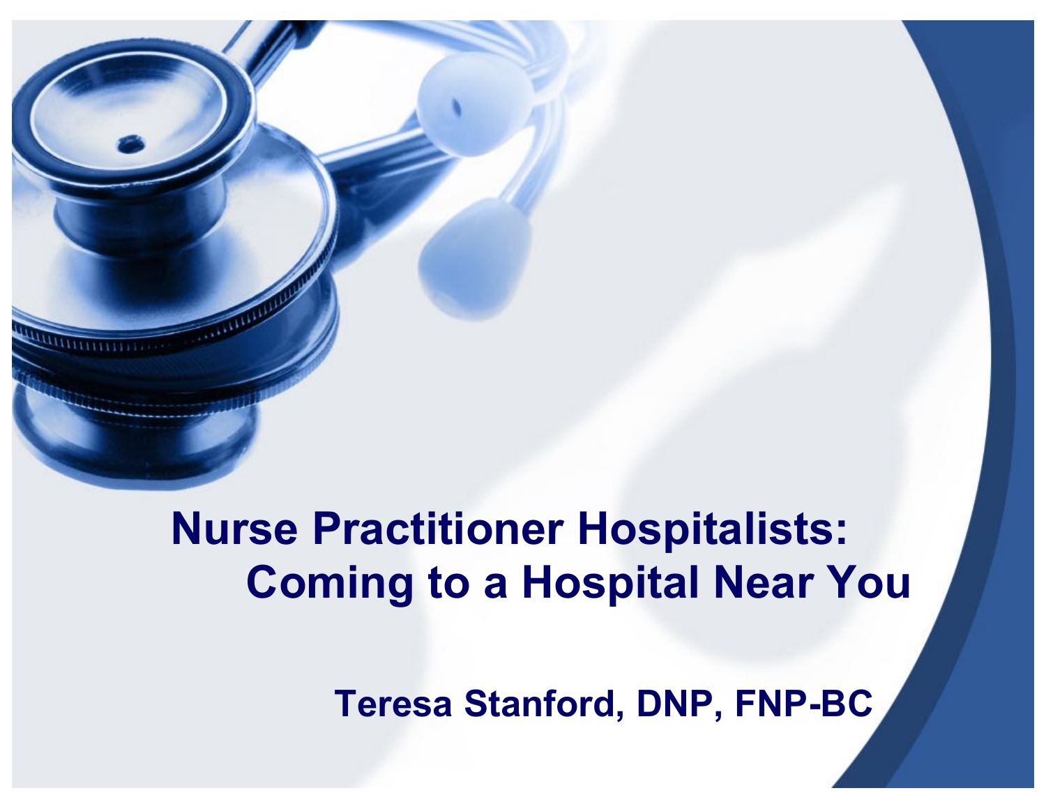# Nurse Practitioner Hospitalists: Coming to a Hospital Near You

**Teresa Stanford, DNP, FNP-BC**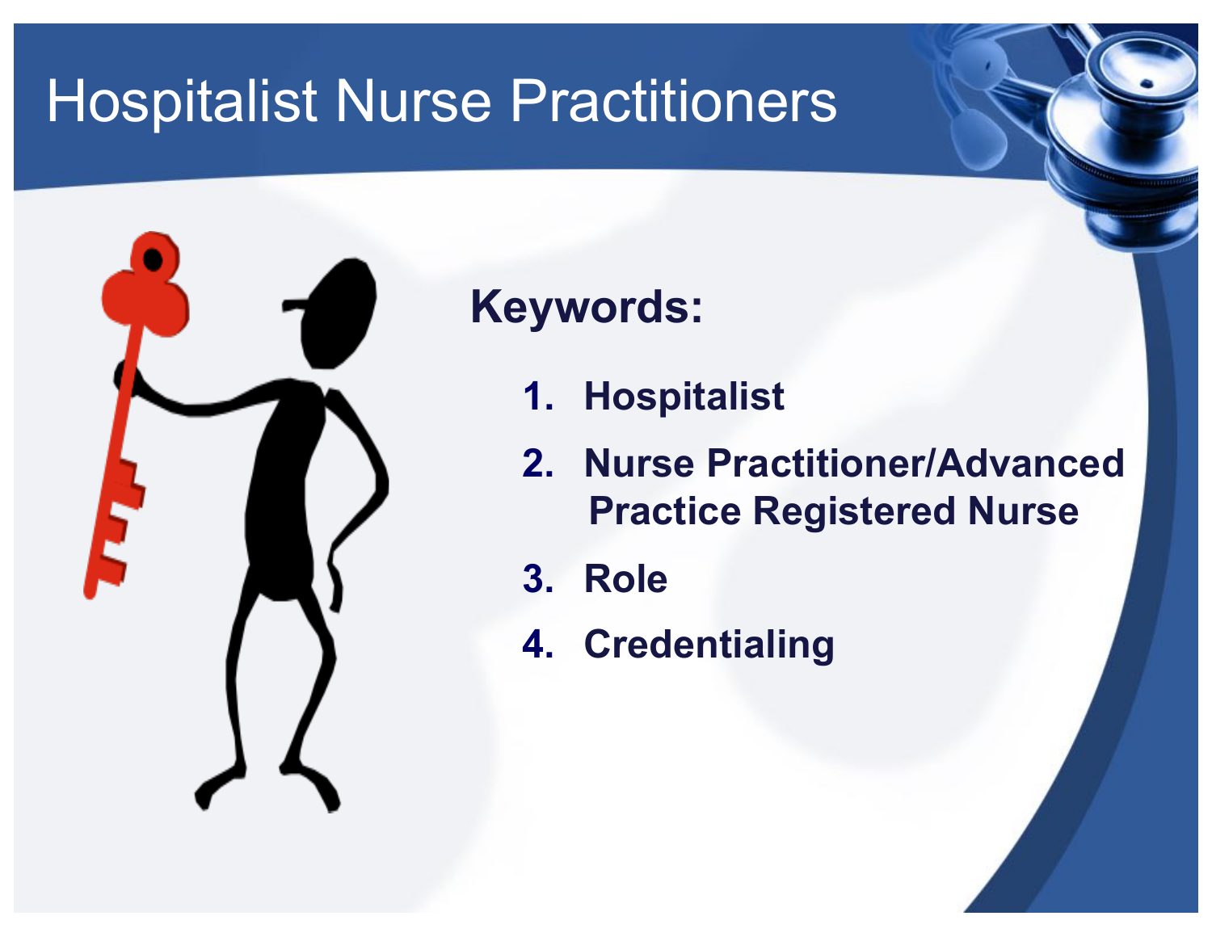# Hospitalist Nurse Practitioners

**Keywords:**

1. **Hospitalist**
2. **Nurse Practitioner/Advanced Practice Registered Nurse**
3. **Role**
4. **Credentialing**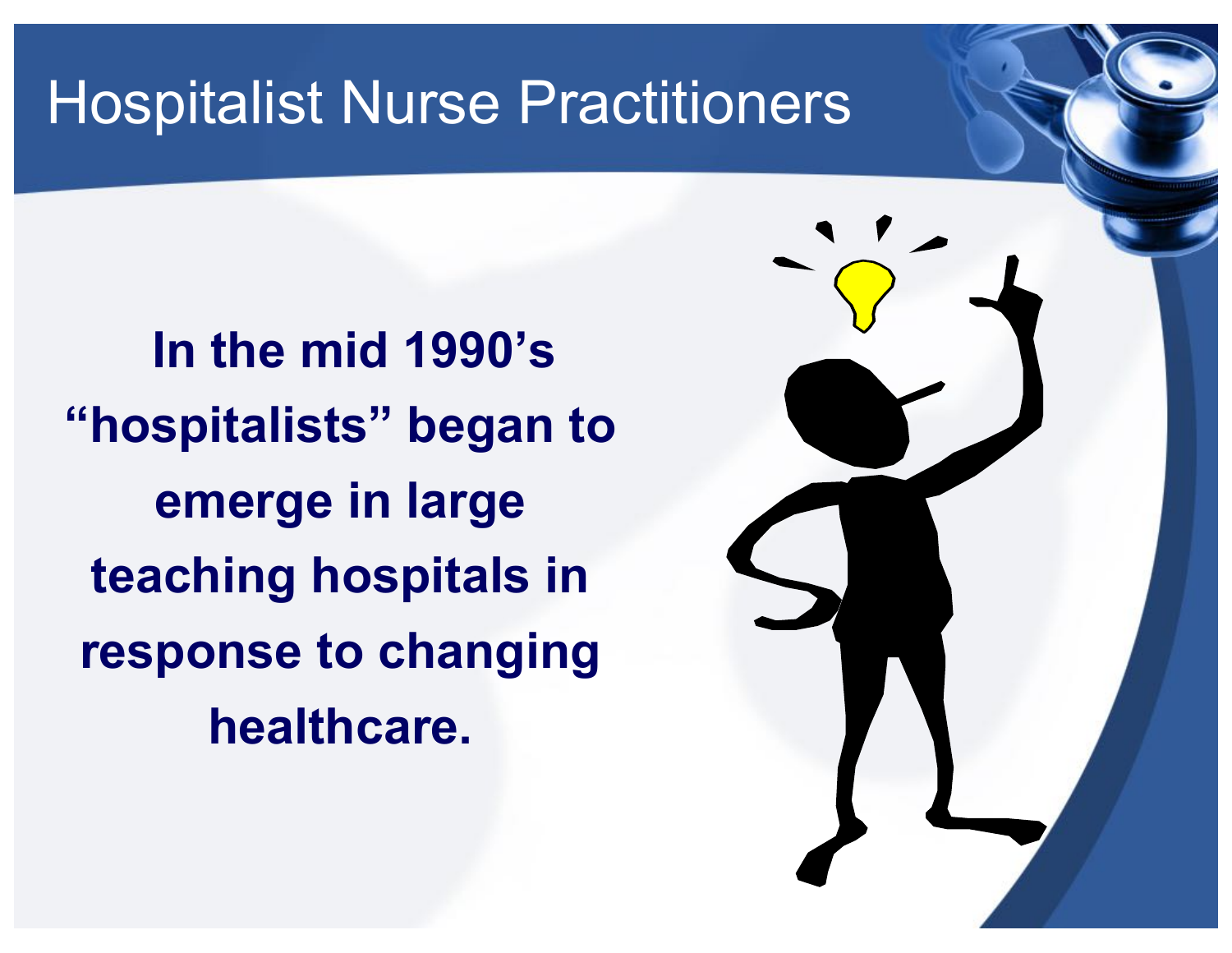# Hospitalist Nurse Practitioners

**In the mid 1990's "hospitalists" began to emerge in large teaching hospitals in response to changing healthcare.**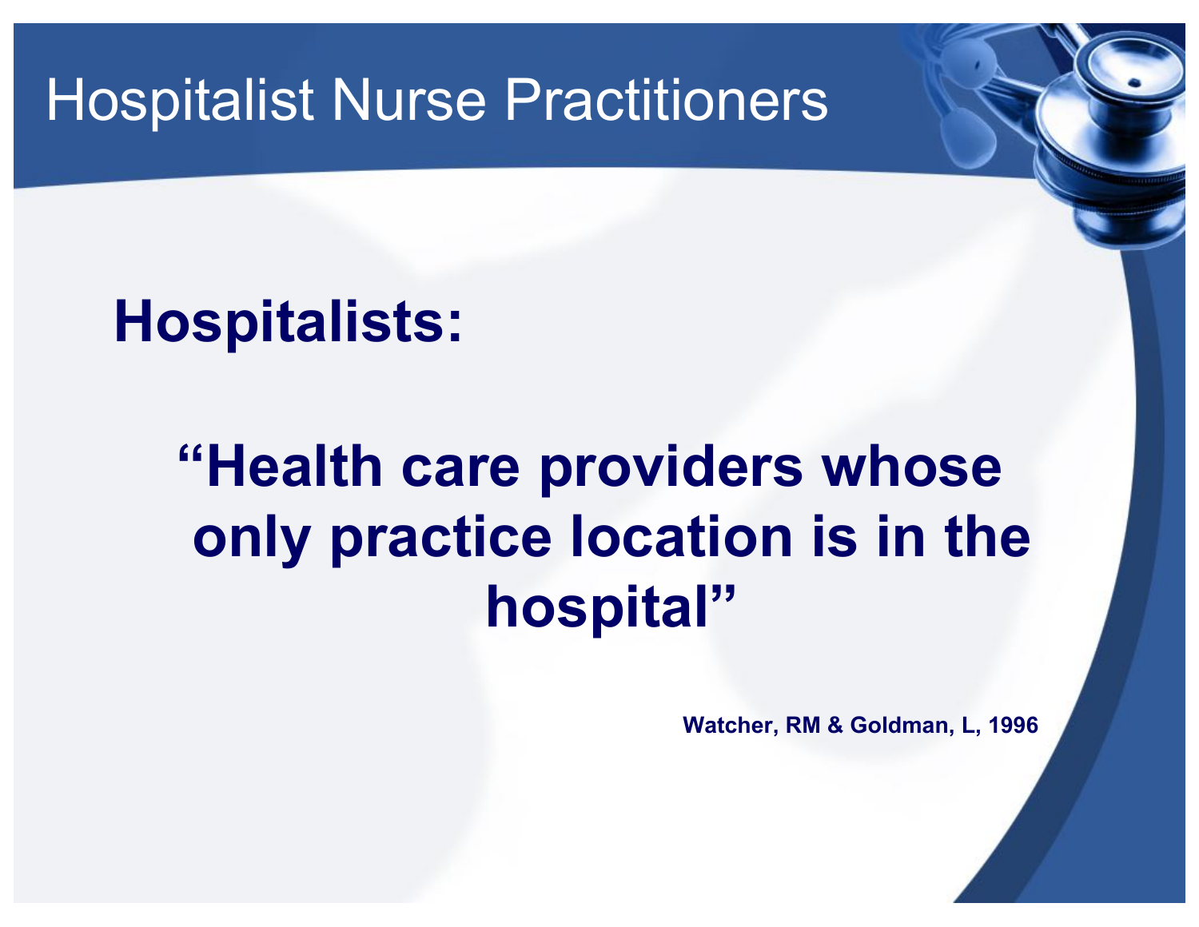# Hospitalist Nurse Practitioners

## Hospitalists:

**"Health care providers whose only practice location is in the hospital"**

**Watcher, RM & Goldman, L, 1996**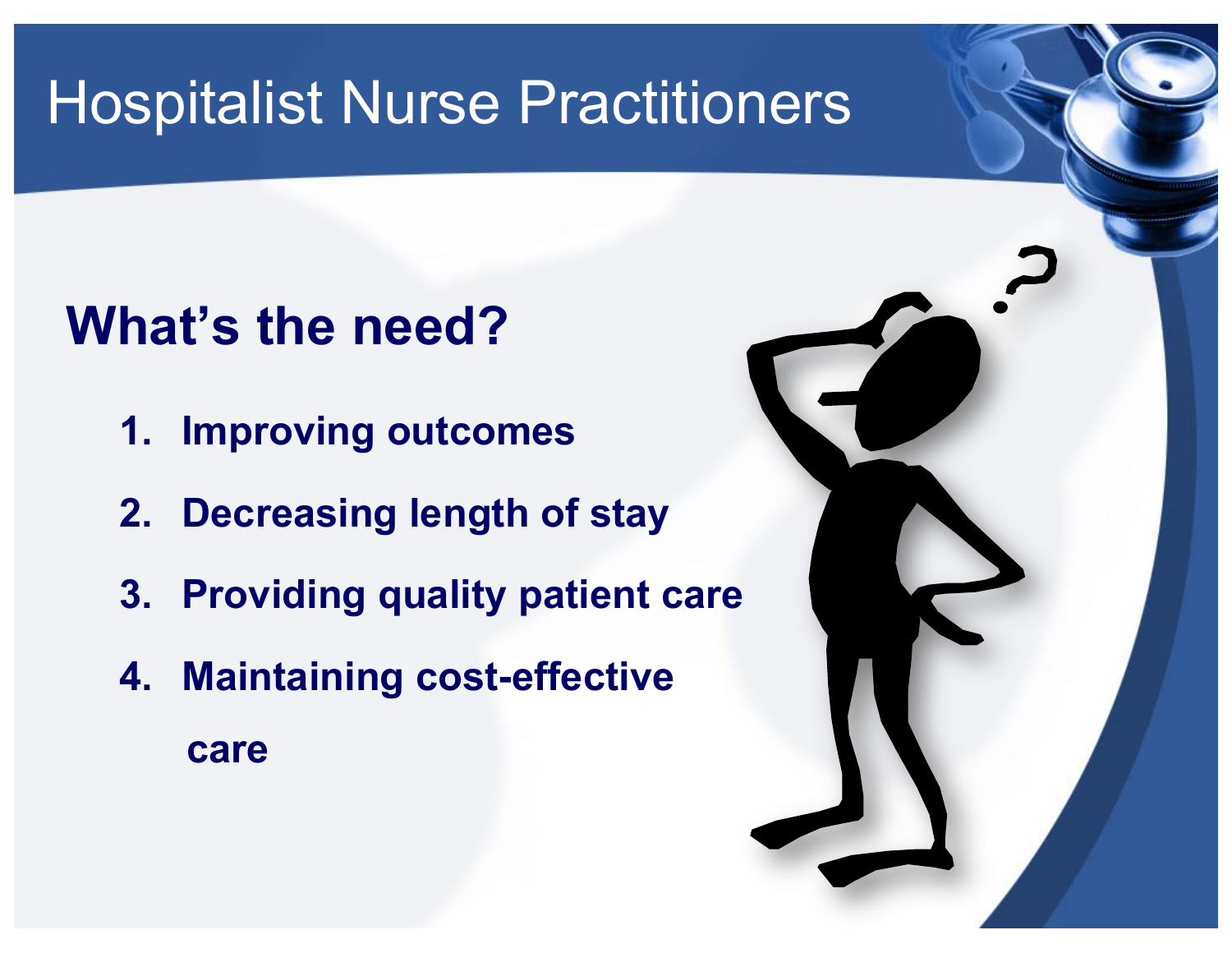# Hospitalist Nurse Practitioners

## What's the need?

1. **Improving outcomes**
2. **Decreasing length of stay**
3. **Providing quality patient care**
4. **Maintaining cost-effective care**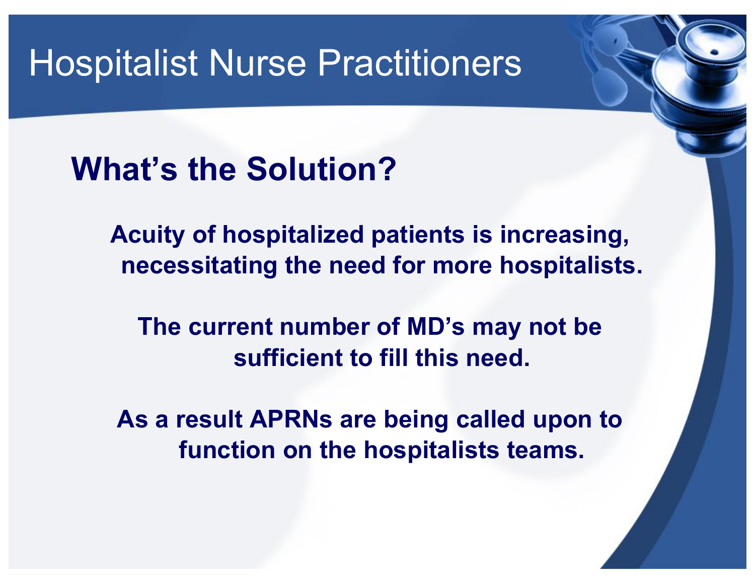# Hospitalist Nurse Practitioners

## What's the Solution?

**Acuity of hospitalized patients is increasing, necessitating the need for more hospitalists.**

**The current number of MD's may not be sufficient to fill this need.**

**As a result APRNs are being called upon to function on the hospitalists teams.**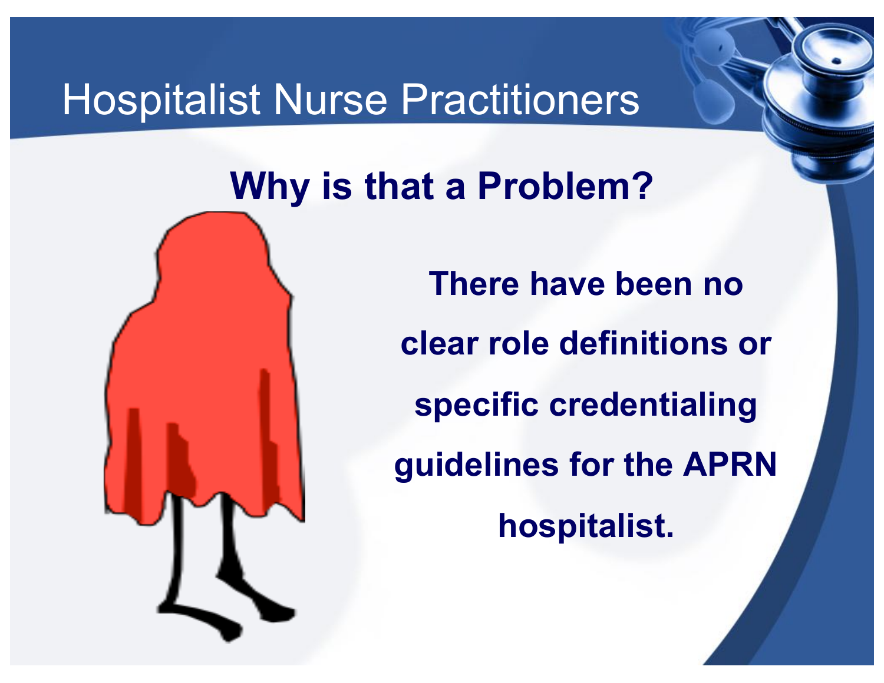# Hospitalist Nurse Practitioners

## Why is that a Problem?

**There have been no clear role definitions or specific credentialing guidelines for the APRN hospitalist.**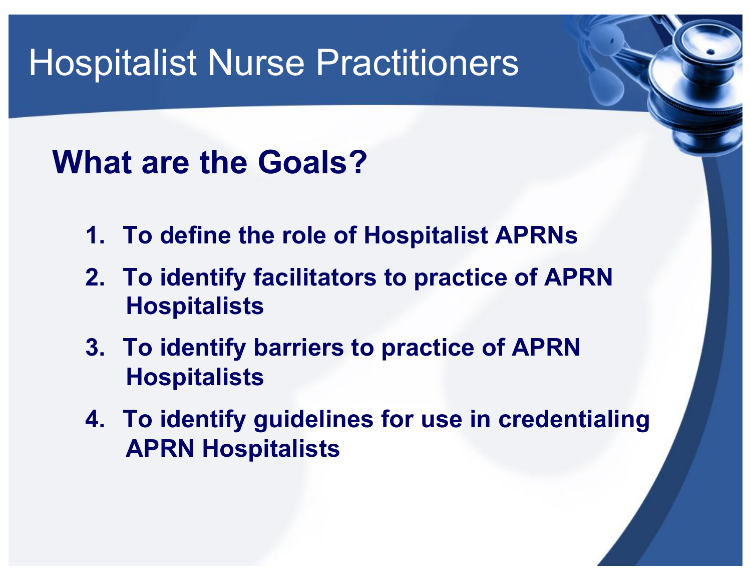# Hospitalist Nurse Practitioners

## What are the Goals?

1. To define the role of Hospitalist APRNs
2. To identify facilitators to practice of APRN Hospitalists
3. To identify barriers to practice of APRN Hospitalists
4. To identify guidelines for use in credentialing APRN Hospitalists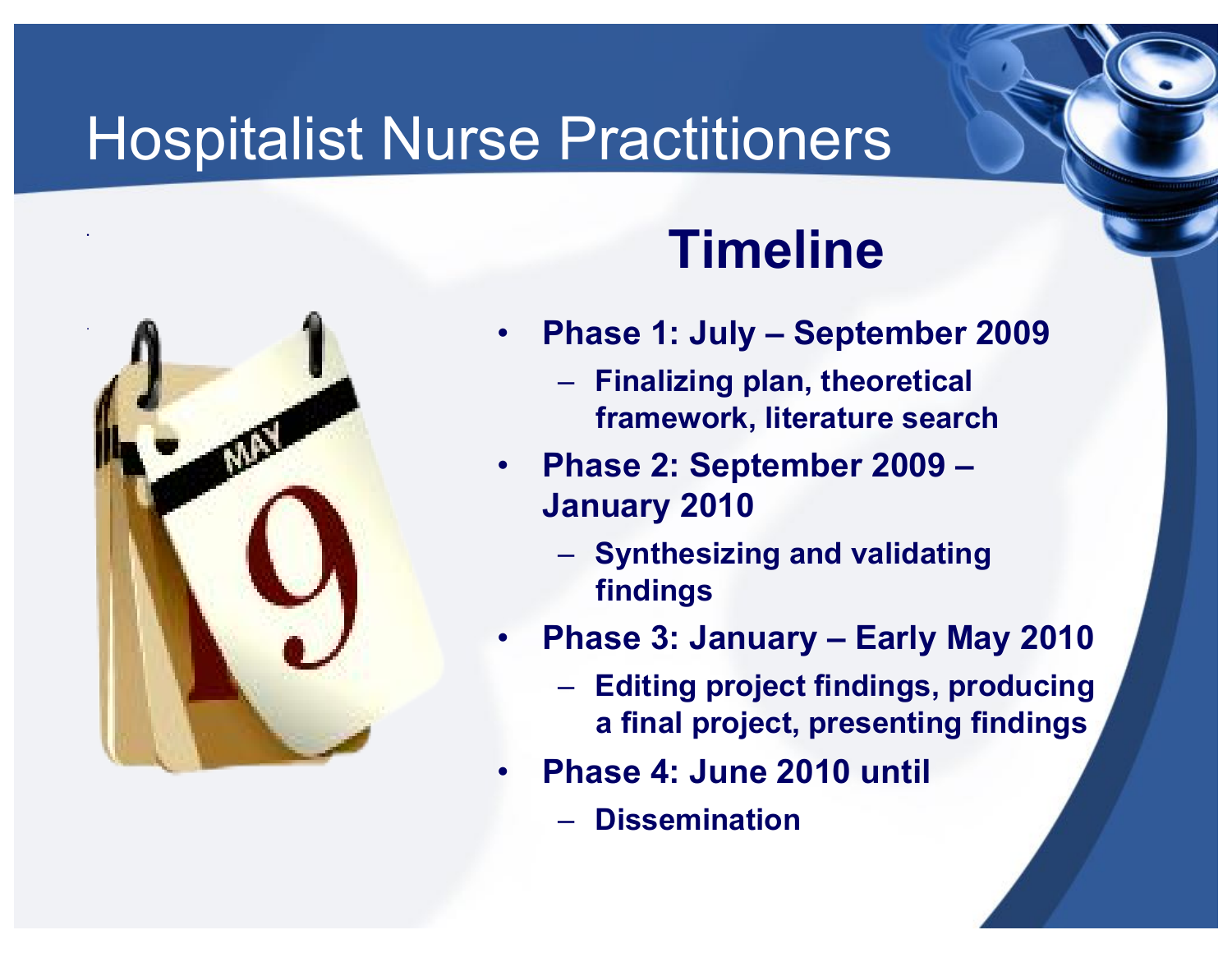# Hospitalist Nurse Practitioners

## Timeline

- **Phase 1: July – September 2009**
  - **Finalizing plan, theoretical framework, literature search**
- **Phase 2: September 2009 – January 2010**
  - **Synthesizing and validating findings**
- **Phase 3: January – Early May 2010**
  - **Editing project findings, producing a final project, presenting findings**
- **Phase 4: June 2010 until**
  - **Dissemination**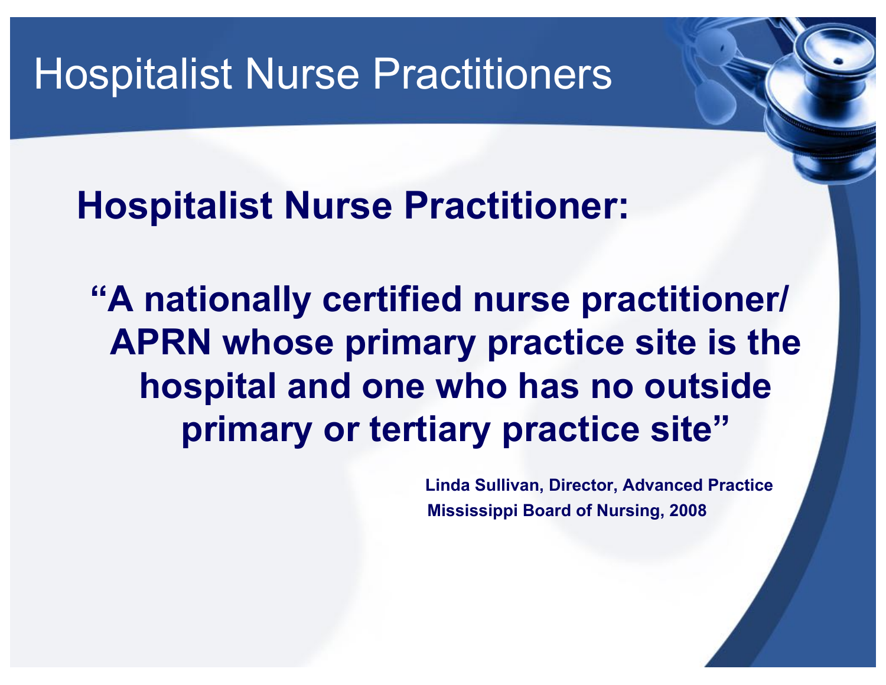# Hospitalist Nurse Practitioners

## Hospitalist Nurse Practitioner:

**"A nationally certified nurse practitioner/ APRN whose primary practice site is the hospital and one who has no outside primary or tertiary practice site"**

**Linda Sullivan, Director, Advanced Practice**
**Mississippi Board of Nursing, 2008**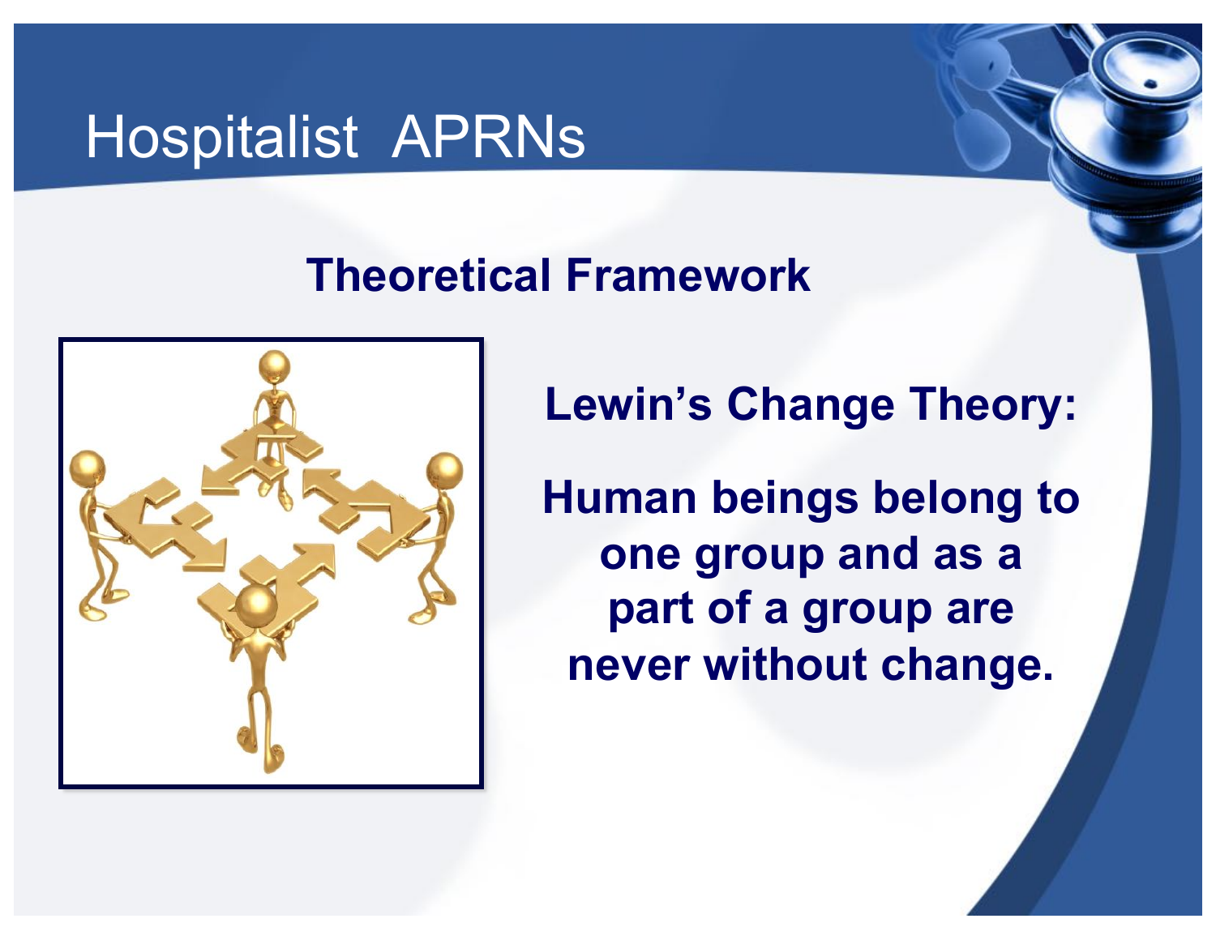# Hospitalist APRNs

## Theoretical Framework

**Lewin's Change Theory:**

**Human beings belong to one group and as a part of a group are never without change.**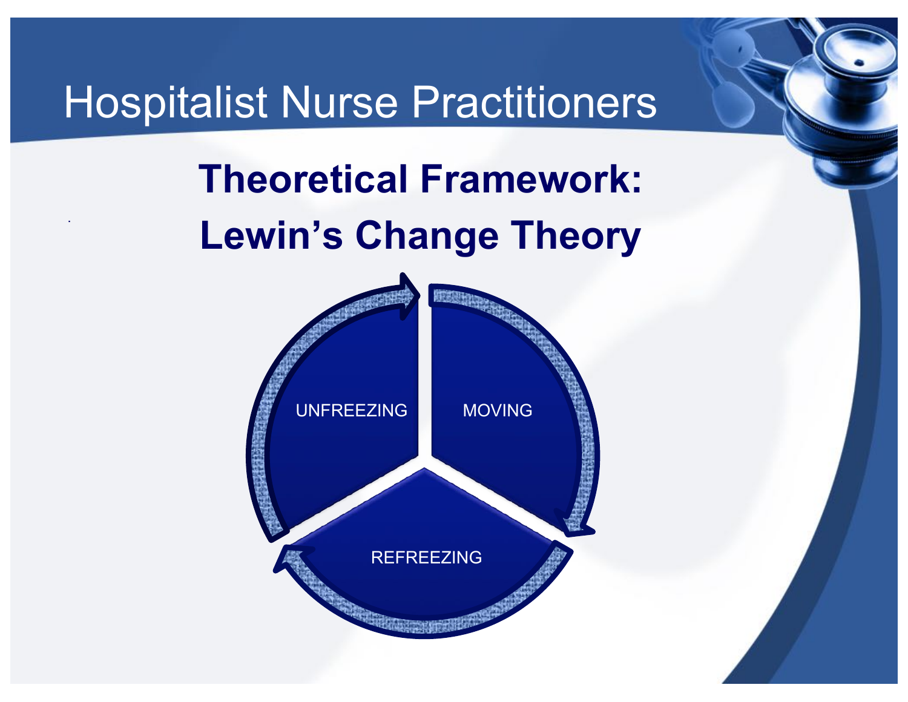# Hospitalist Nurse Practitioners

## Theoretical Framework: Lewin's Change Theory

UNFREEZING

MOVING

REFREEZING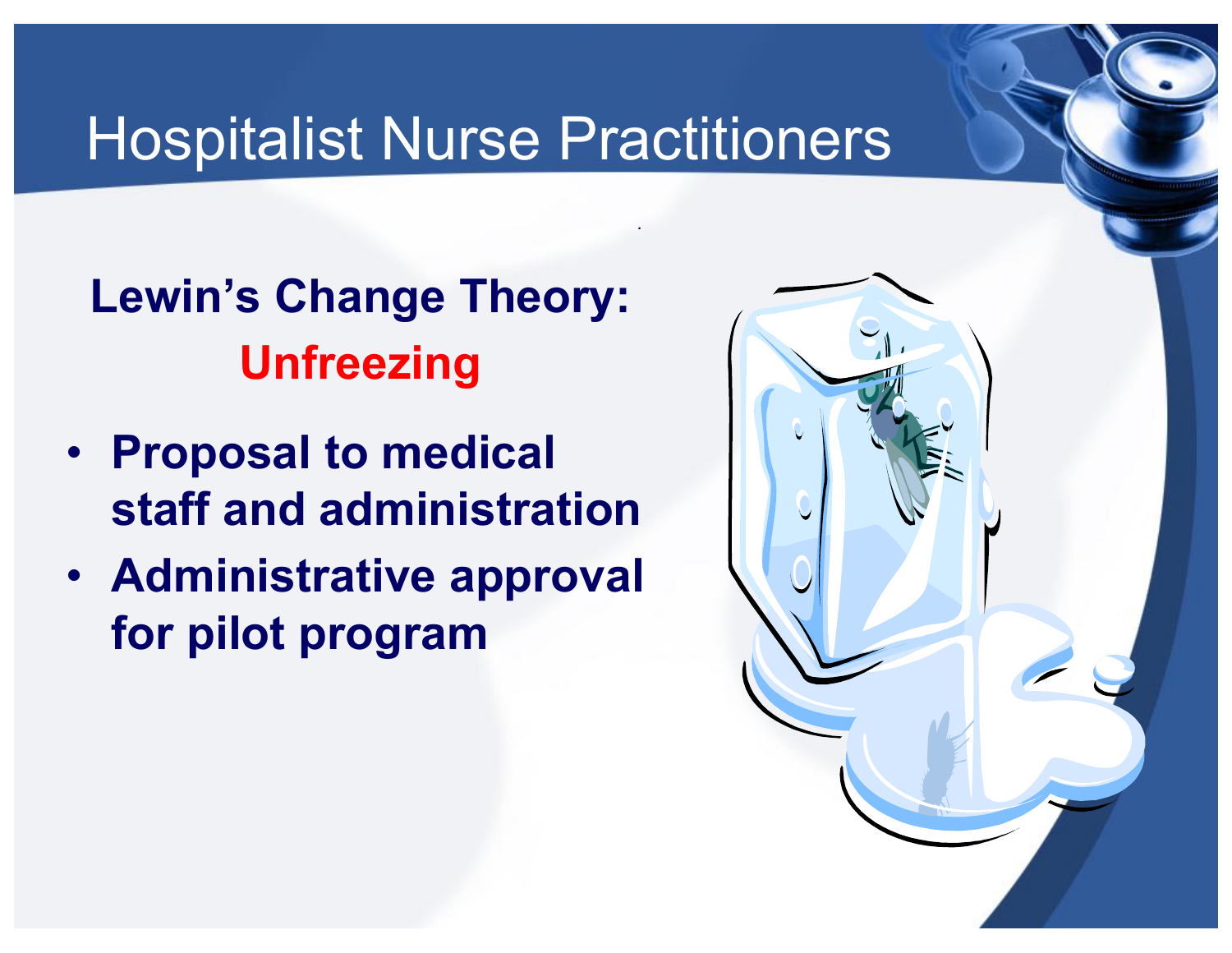# Hospitalist Nurse Practitioners

**Lewin's Change Theory:**
**Unfreezing**

- **Proposal to medical staff and administration**
- **Administrative approval for pilot program**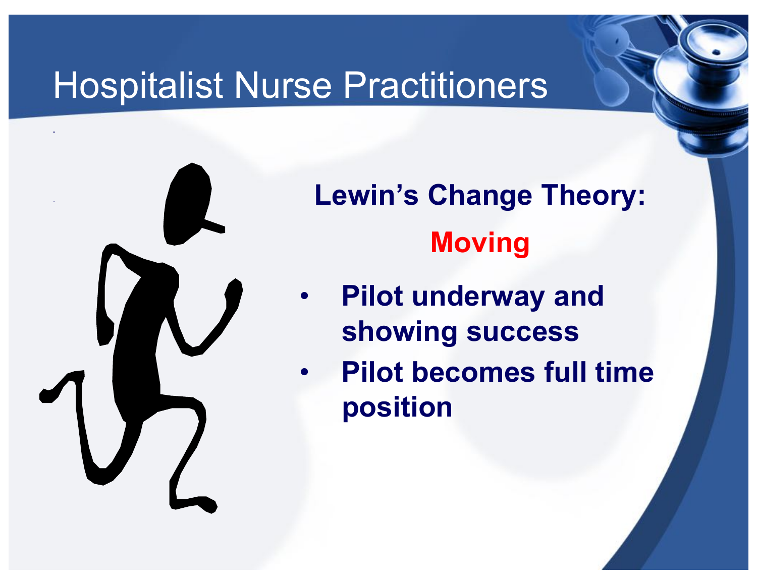# Hospitalist Nurse Practitioners

## Lewin's Change Theory:

## Moving

- **Pilot underway and showing success**
- **Pilot becomes full time position**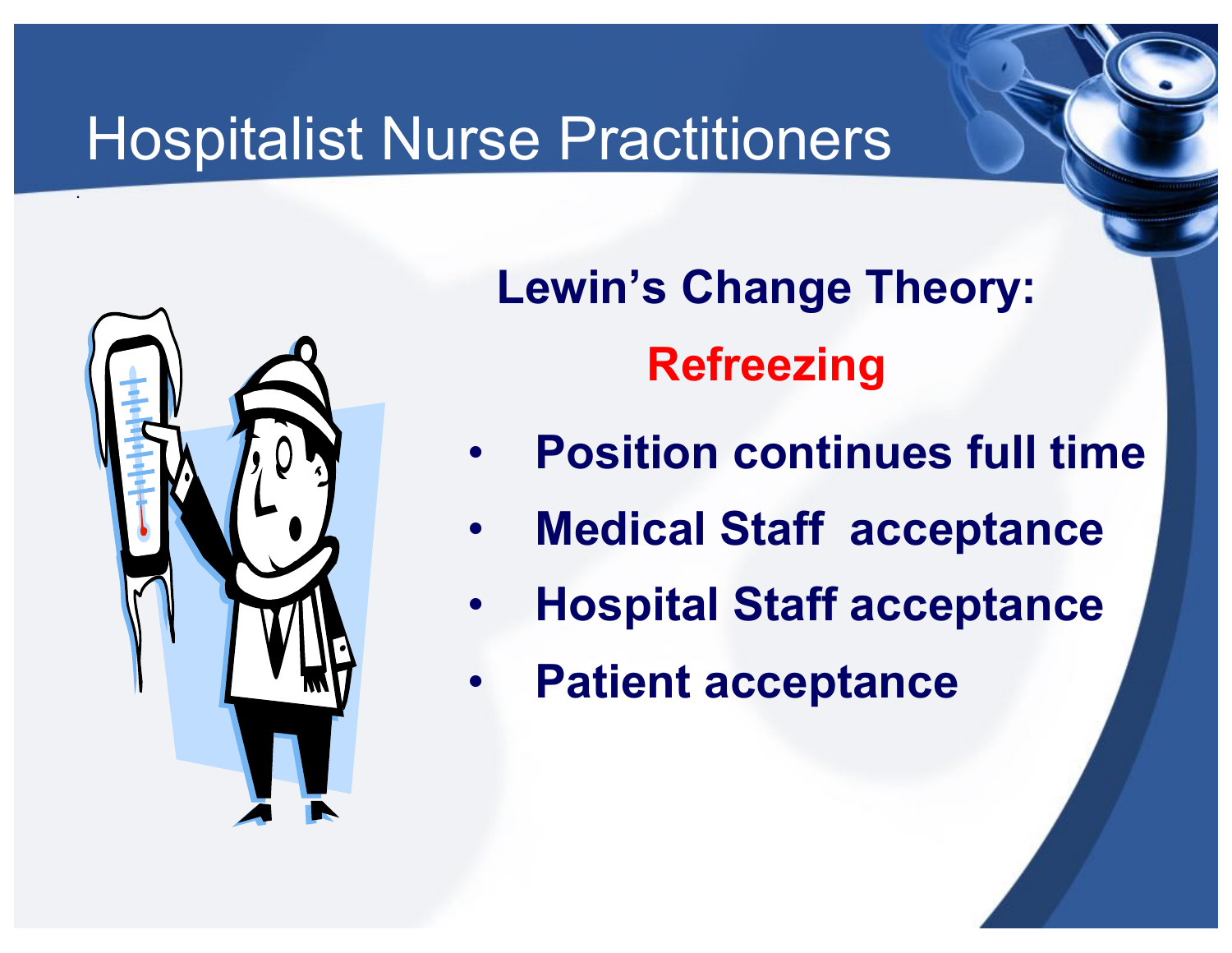# Hospitalist Nurse Practitioners

## Lewin's Change Theory:

## Refreezing

- **Position continues full time**
- **Medical Staff acceptance**
- **Hospital Staff acceptance**
- **Patient acceptance**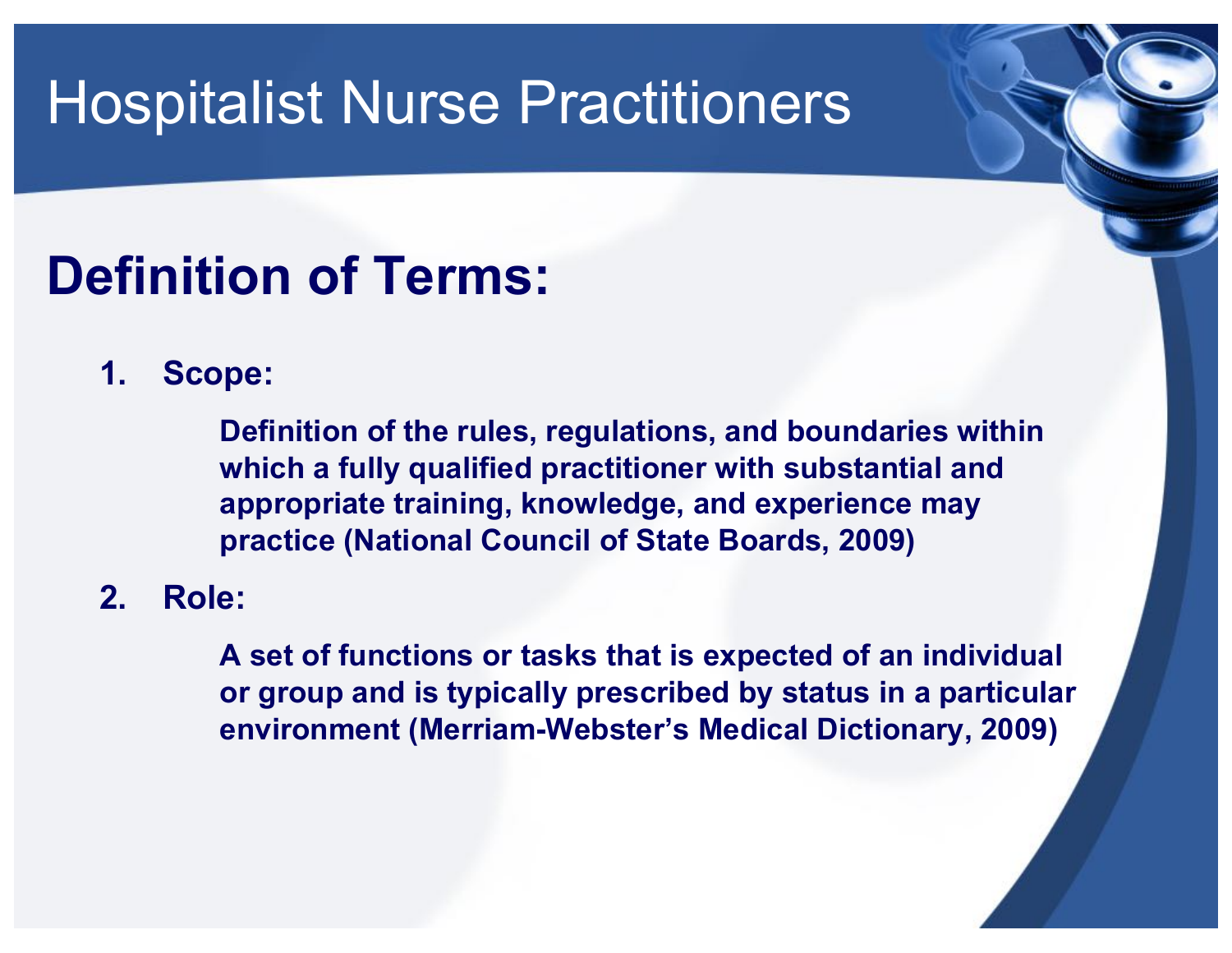# Hospitalist Nurse Practitioners

## Definition of Terms:

1. **Scope:**

   **Definition of the rules, regulations, and boundaries within which a fully qualified practitioner with substantial and appropriate training, knowledge, and experience may practice (National Council of State Boards, 2009)**

2. **Role:**

   **A set of functions or tasks that is expected of an individual or group and is typically prescribed by status in a particular environment (Merriam-Webster's Medical Dictionary, 2009)**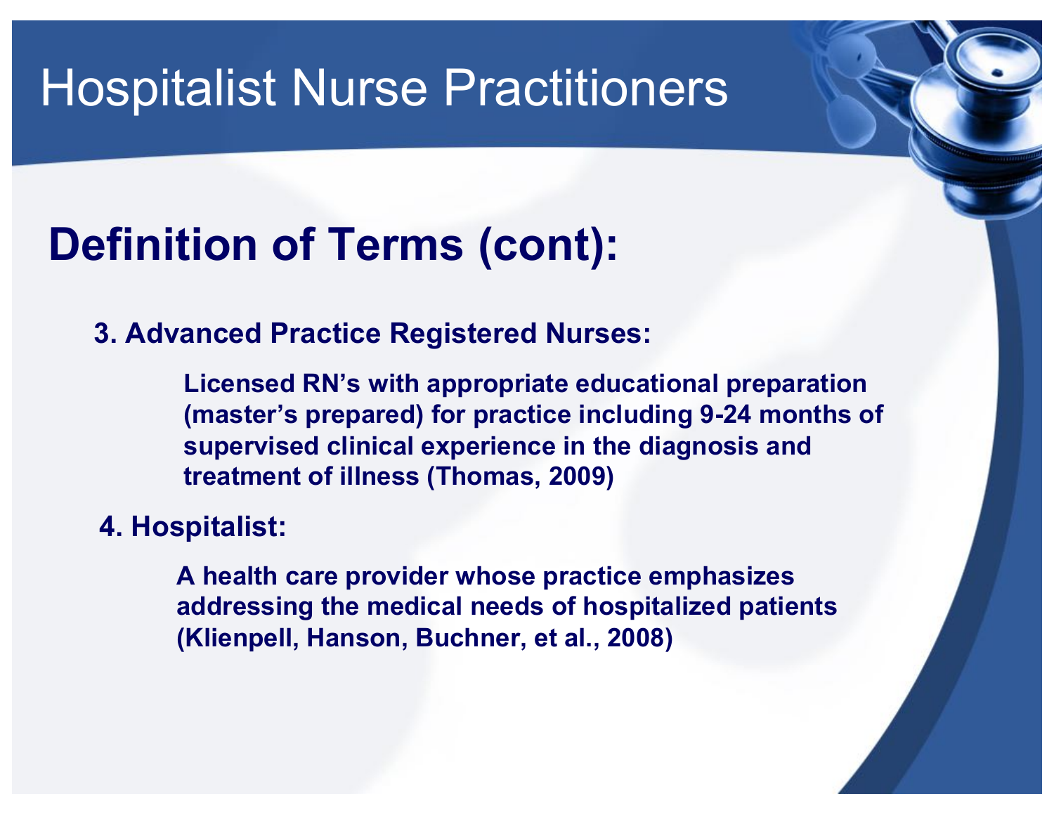# Hospitalist Nurse Practitioners

## Definition of Terms (cont):

**3. Advanced Practice Registered Nurses:**

**Licensed RN's with appropriate educational preparation (master's prepared) for practice including 9-24 months of supervised clinical experience in the diagnosis and treatment of illness (Thomas, 2009)**

**4. Hospitalist:**

**A health care provider whose practice emphasizes addressing the medical needs of hospitalized patients (Klienpell, Hanson, Buchner, et al., 2008)**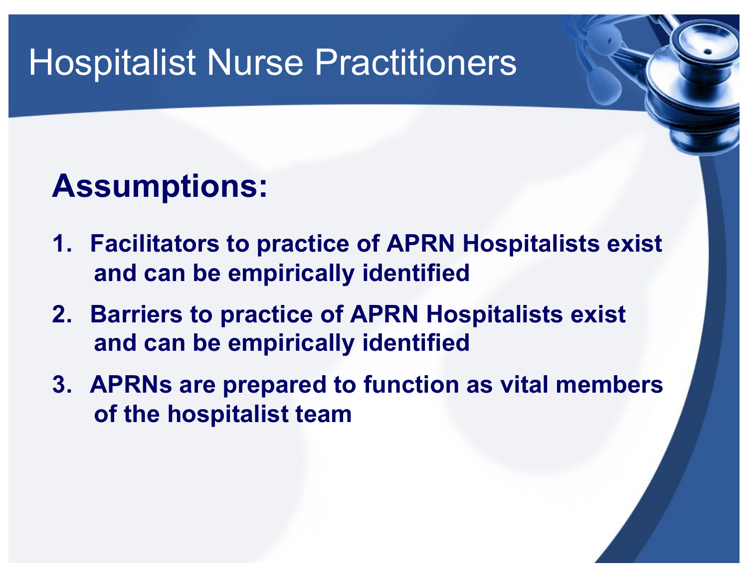# Hospitalist Nurse Practitioners

## Assumptions:

1. **Facilitators to practice of APRN Hospitalists exist and can be empirically identified**
2. **Barriers to practice of APRN Hospitalists exist and can be empirically identified**
3. **APRNs are prepared to function as vital members of the hospitalist team**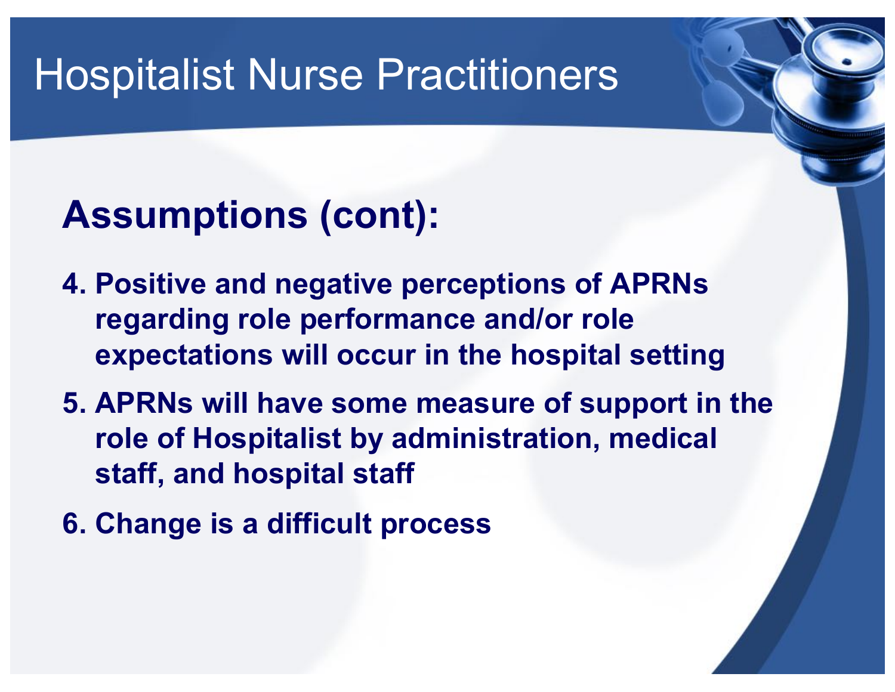# Hospitalist Nurse Practitioners

## Assumptions (cont):

4. **Positive and negative perceptions of APRNs regarding role performance and/or role expectations will occur in the hospital setting**
5. **APRNs will have some measure of support in the role of Hospitalist by administration, medical staff, and hospital staff**
6. **Change is a difficult process**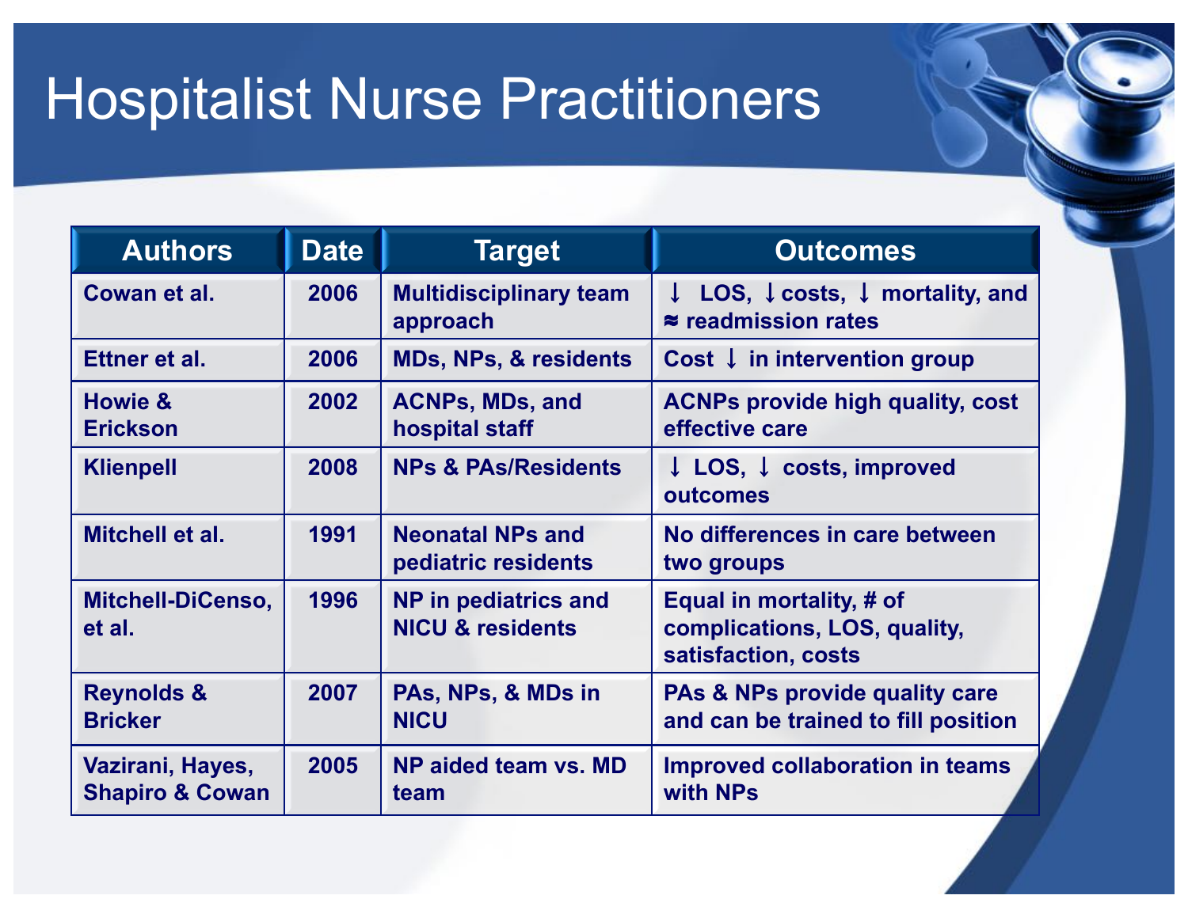# Hospitalist Nurse Practitioners

| Authors | Date | Target | Outcomes |
|---|---|---|---|
| Cowan et al. | 2006 | Multidisciplinary team approach | ↓ LOS, ↓costs, ↓ mortality, and ≈ readmission rates |
| Ettner et al. | 2006 | MDs, NPs, & residents | Cost ↓ in intervention group |
| Howie & Erickson | 2002 | ACNPs, MDs, and hospital staff | ACNPs provide high quality, cost effective care |
| Klienpell | 2008 | NPs & PAs/Residents | ↓ LOS, ↓ costs, improved outcomes |
| Mitchell et al. | 1991 | Neonatal NPs and pediatric residents | No differences in care between two groups |
| Mitchell-DiCenso, et al. | 1996 | NP in pediatrics and NICU & residents | Equal in mortality, # of complications, LOS, quality, satisfaction, costs |
| Reynolds & Bricker | 2007 | PAs, NPs, & MDs in NICU | PAs & NPs provide quality care and can be trained to fill position |
| Vazirani, Hayes, Shapiro & Cowan | 2005 | NP aided team vs. MD team | Improved collaboration in teams with NPs |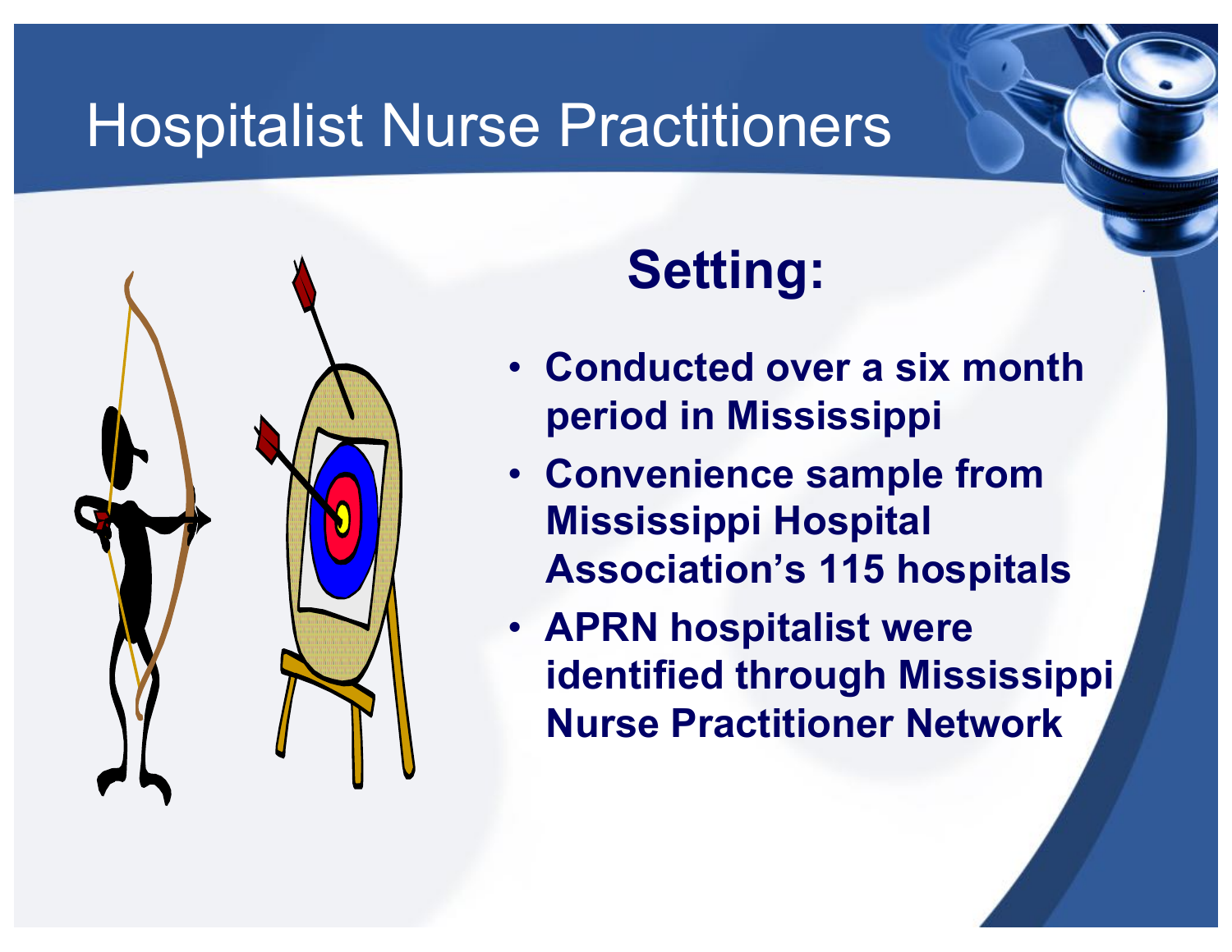# Hospitalist Nurse Practitioners

## Setting:

- **Conducted over a six month period in Mississippi**
- **Convenience sample from Mississippi Hospital Association's 115 hospitals**
- **APRN hospitalist were identified through Mississippi Nurse Practitioner Network**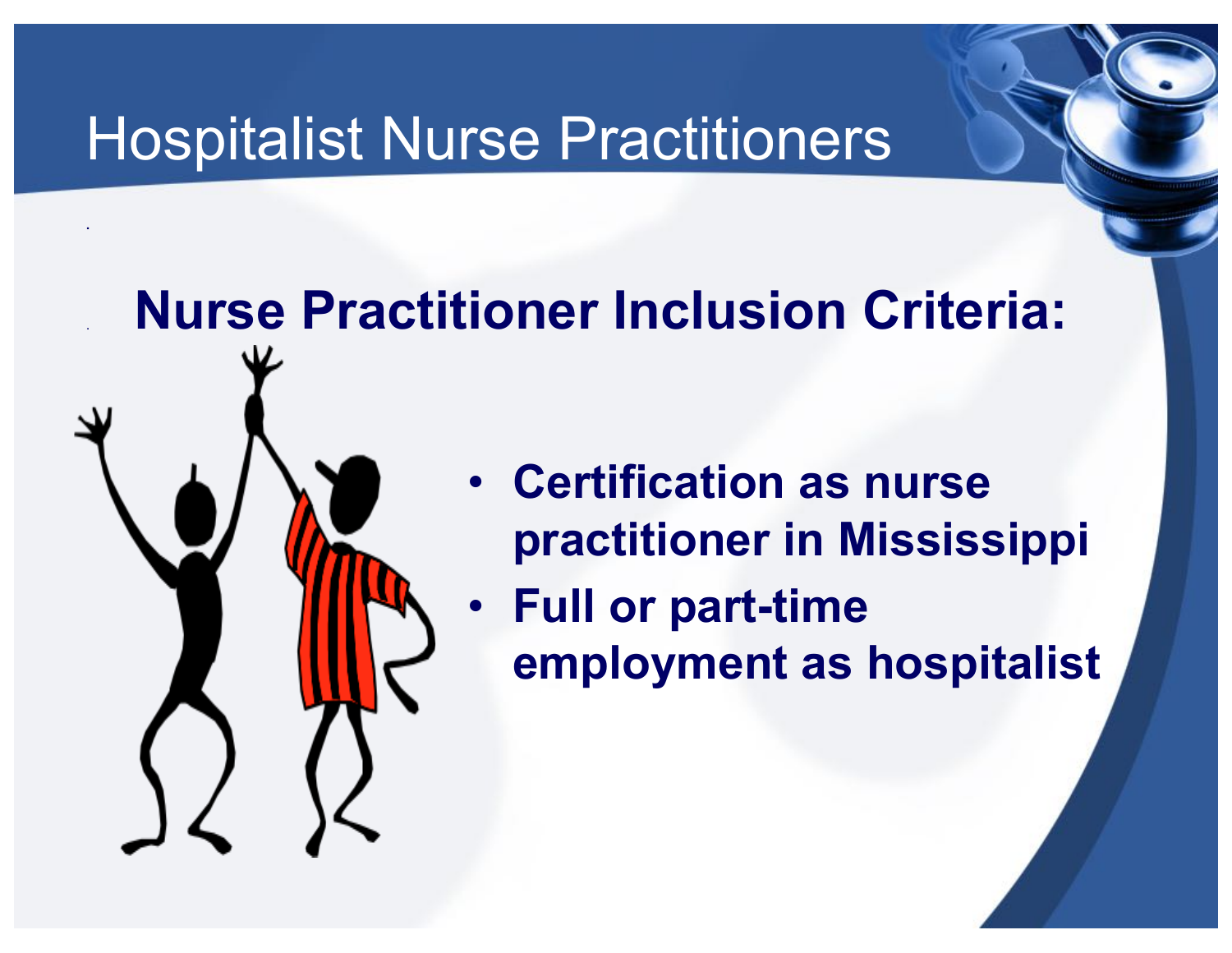# Hospitalist Nurse Practitioners

## Nurse Practitioner Inclusion Criteria:

- **Certification as nurse practitioner in Mississippi**
- **Full or part-time employment as hospitalist**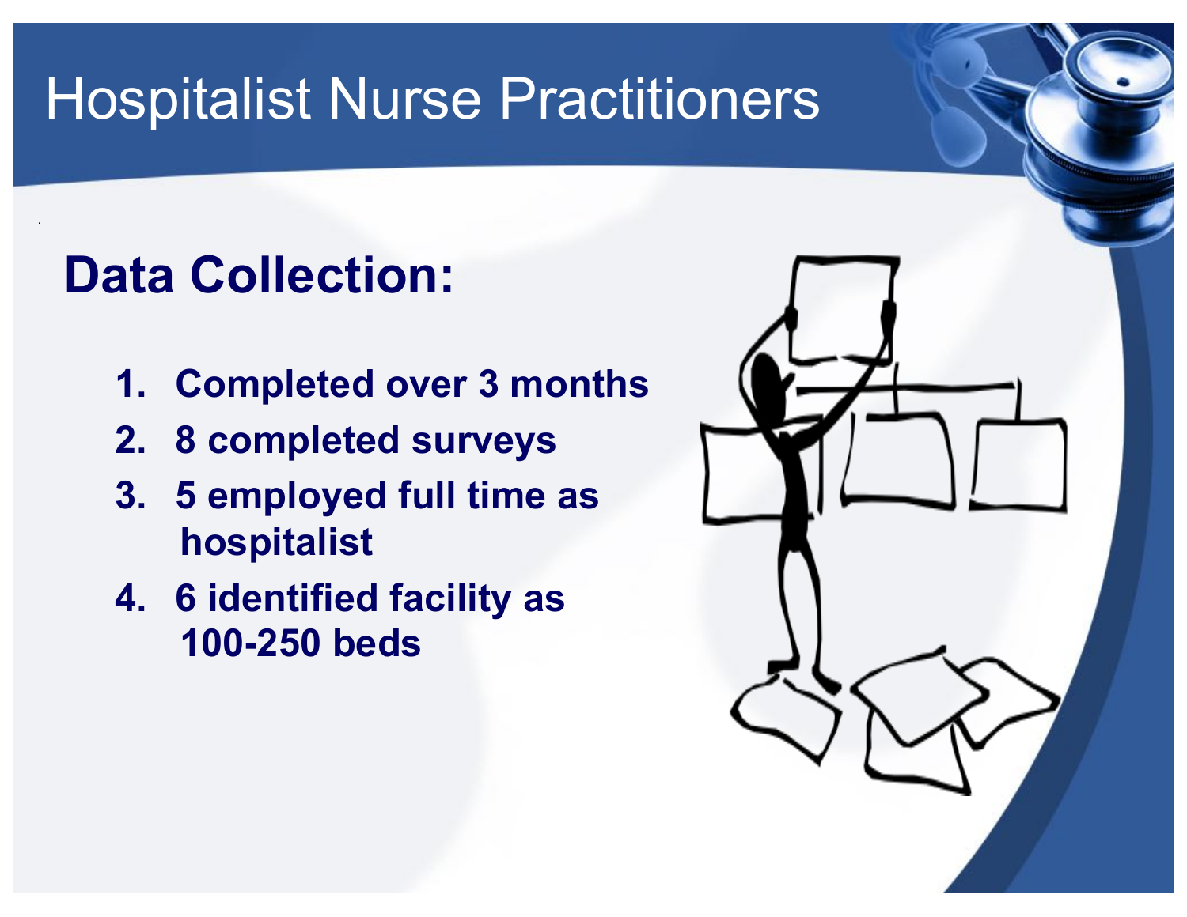# Hospitalist Nurse Practitioners

## Data Collection:

1. Completed over 3 months
2. 8 completed surveys
3. 5 employed full time as hospitalist
4. 6 identified facility as 100-250 beds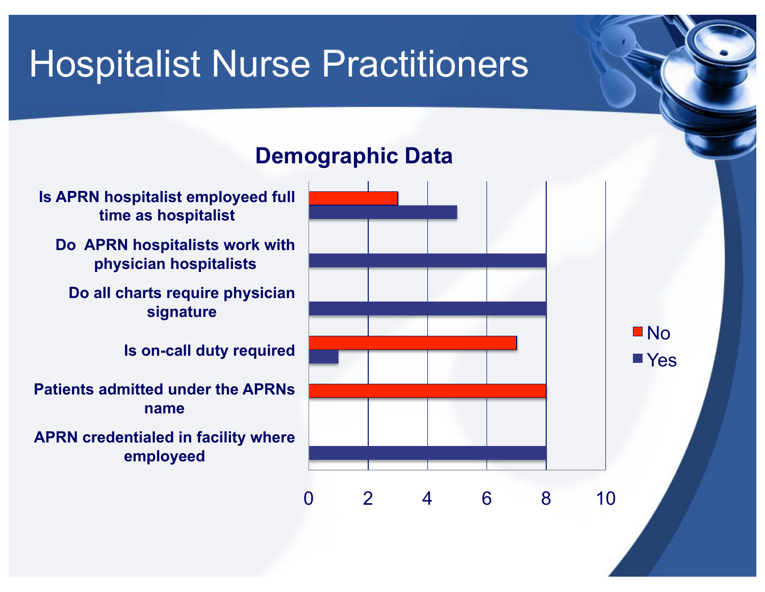# Hospitalist Nurse Practitioners

## Demographic Data

| | No | Yes |
|---|---|---|
| Is APRN hospitalist employeed full time as hospitalist | 3 | 5 |
| Do APRN hospitalists work with physician hospitalists | | 8 |
| Do all charts require physician signature | | 8 |
| Is on-call duty required | 7 | 1 |
| Patients admitted under the APRNs name | 8 | |
| APRN credentialed in facility where employeed | | 8 |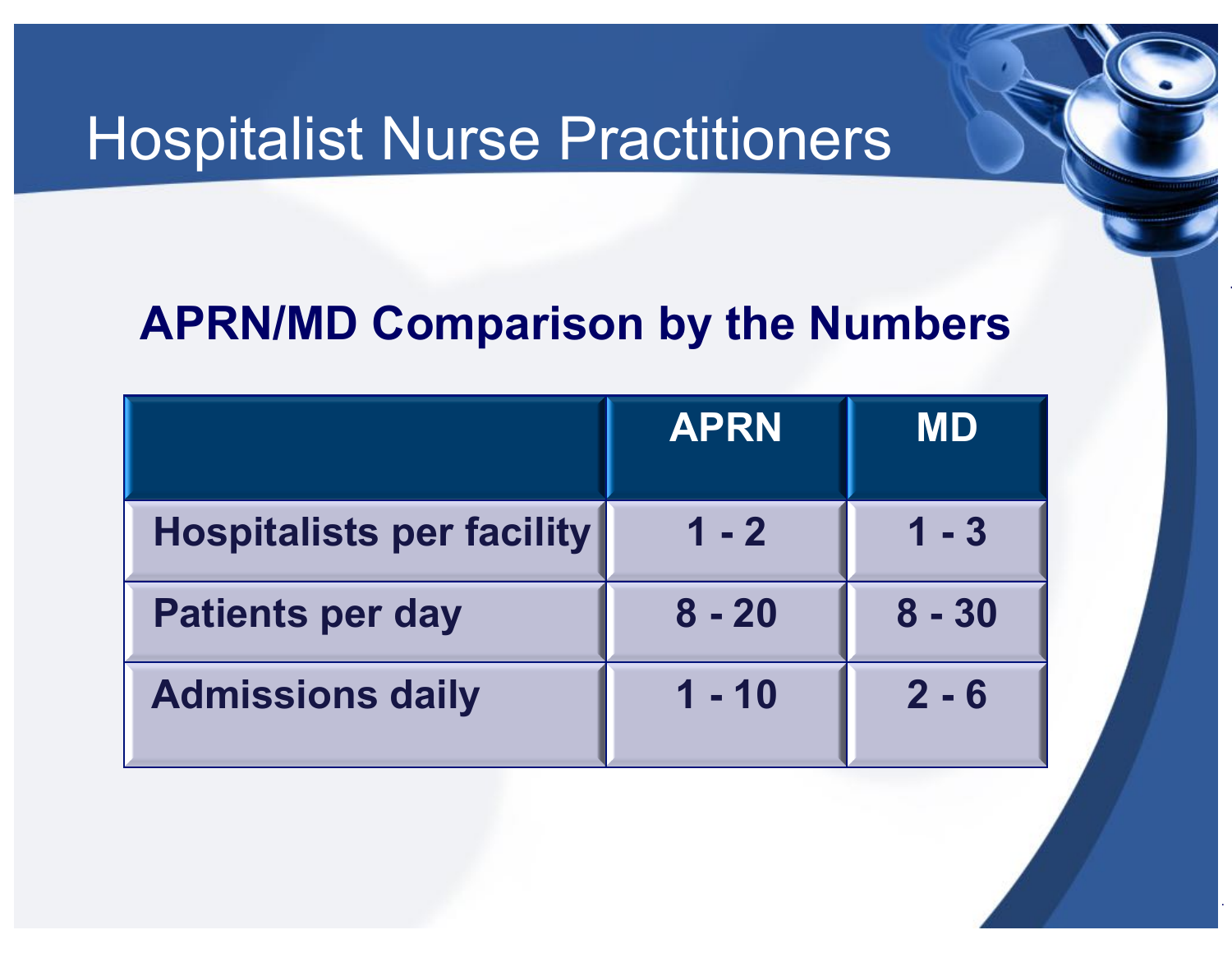# Hospitalist Nurse Practitioners

## APRN/MD Comparison by the Numbers

| | APRN | MD |
|---|---|---|
| Hospitalists per facility | 1 - 2 | 1 - 3 |
| Patients per day | 8 - 20 | 8 - 30 |
| Admissions daily | 1 - 10 | 2 - 6 |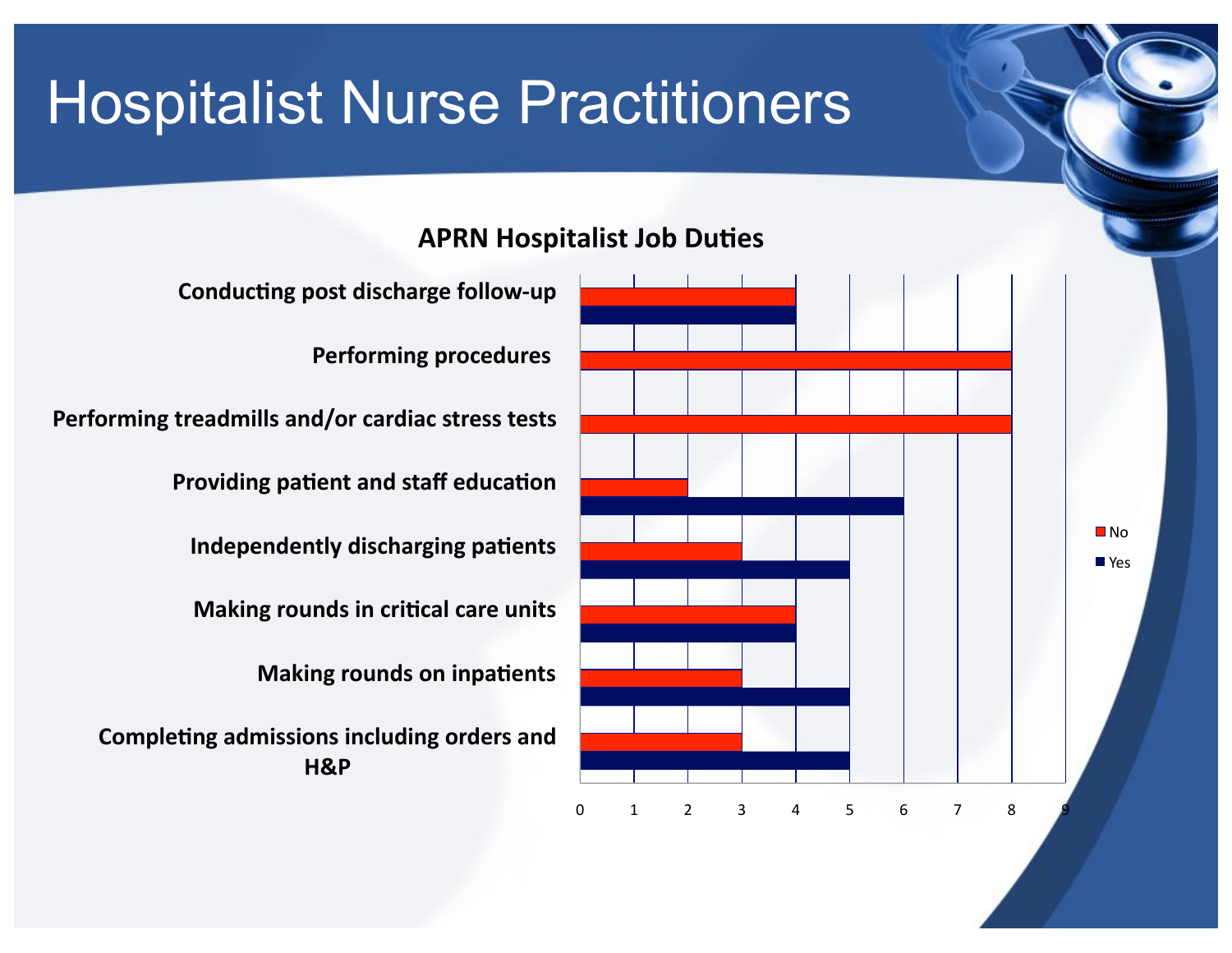# Hospitalist Nurse Practitioners

**APRN Hospitalist Job Duties**

| Job Duty | No | Yes |
|---|---|---|
| Conducting post discharge follow-up | 4 | 4 |
| Performing procedures | 8 | |
| Performing treadmills and/or cardiac stress tests | 8 | |
| Providing patient and staff education | 2 | 6 |
| Independently discharging patients | 3 | 5 |
| Making rounds in critical care units | 4 | 4 |
| Making rounds on inpatients | 3 | 5 |
| Completing admissions including orders and H&P | 3 | 5 |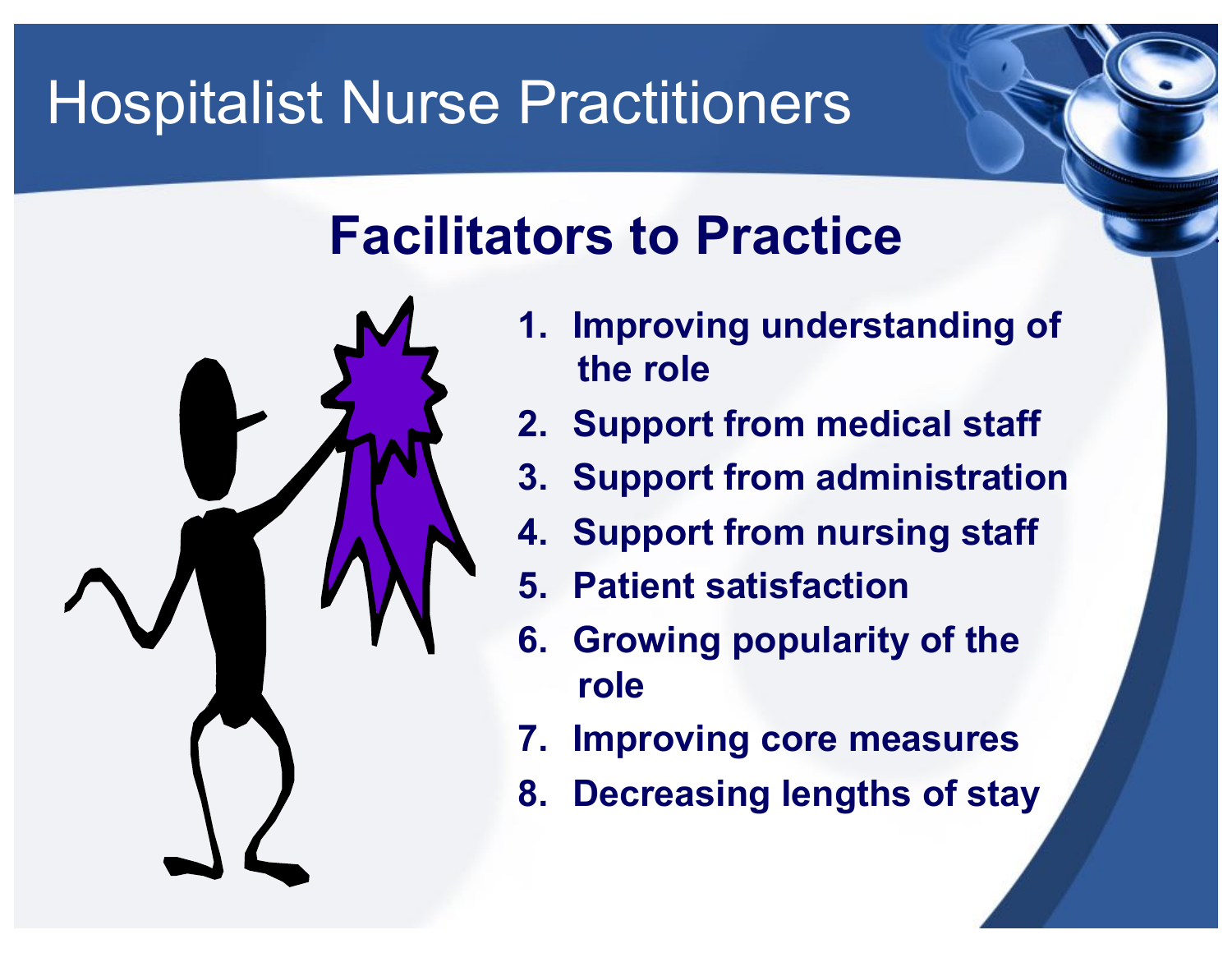# Hospitalist Nurse Practitioners

## Facilitators to Practice

1. Improving understanding of the role
2. Support from medical staff
3. Support from administration
4. Support from nursing staff
5. Patient satisfaction
6. Growing popularity of the role
7. Improving core measures
8. Decreasing lengths of stay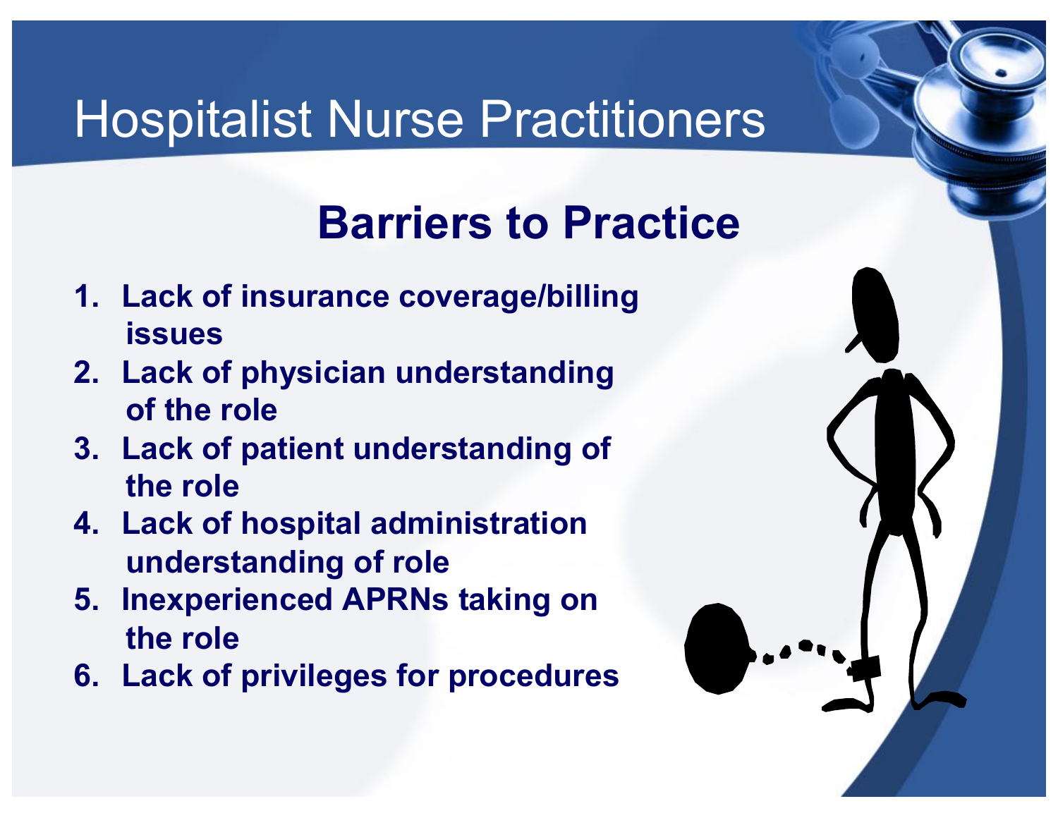# Hospitalist Nurse Practitioners

## Barriers to Practice

1. **Lack of insurance coverage/billing issues**
2. **Lack of physician understanding of the role**
3. **Lack of patient understanding of the role**
4. **Lack of hospital administration understanding of role**
5. **Inexperienced APRNs taking on the role**
6. **Lack of privileges for procedures**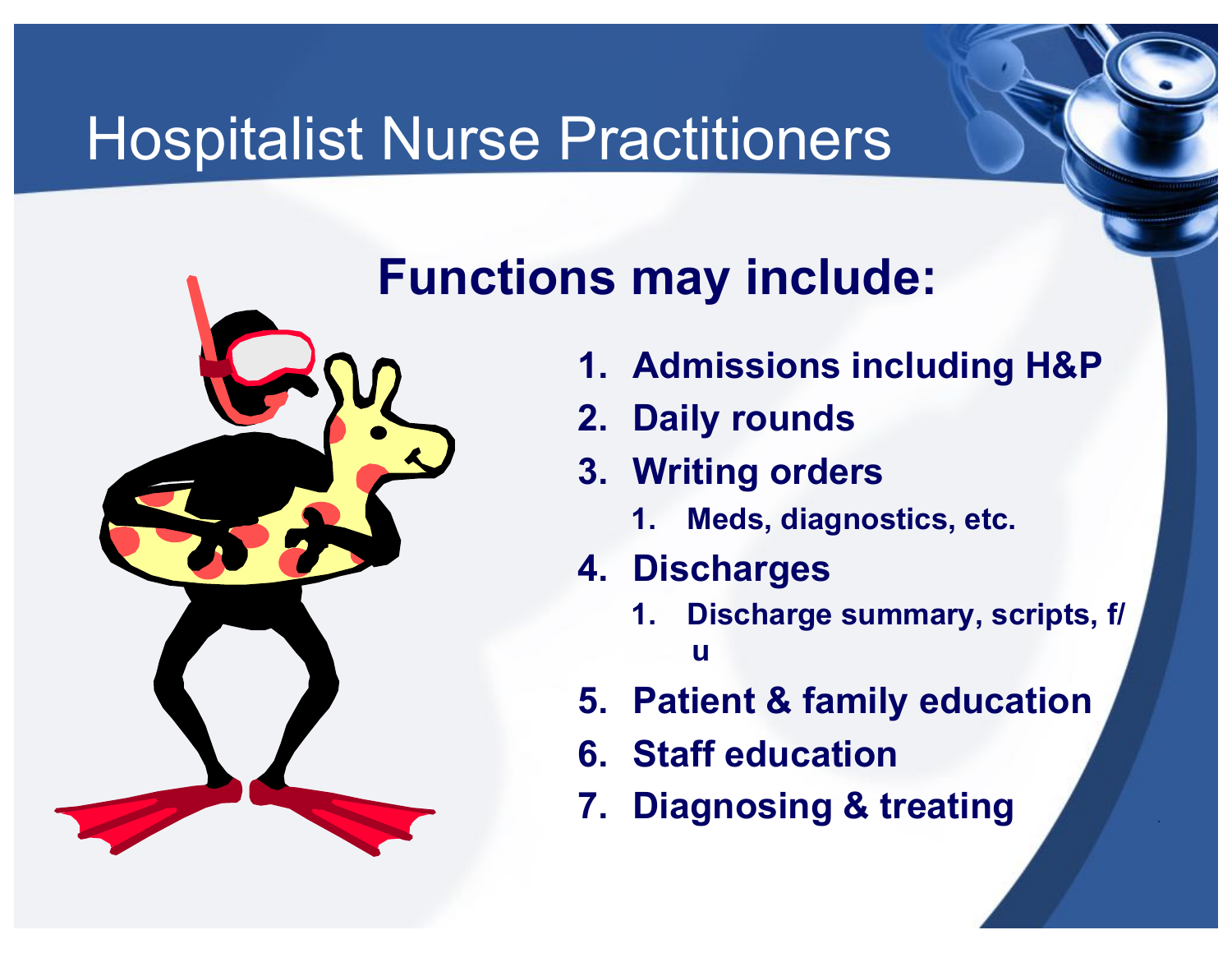# Hospitalist Nurse Practitioners

## Functions may include:

1. **Admissions including H&P**
2. **Daily rounds**
3. **Writing orders**
    1. **Meds, diagnostics, etc.**
4. **Discharges**
    1. **Discharge summary, scripts, f/u**
5. **Patient & family education**
6. **Staff education**
7. **Diagnosing & treating**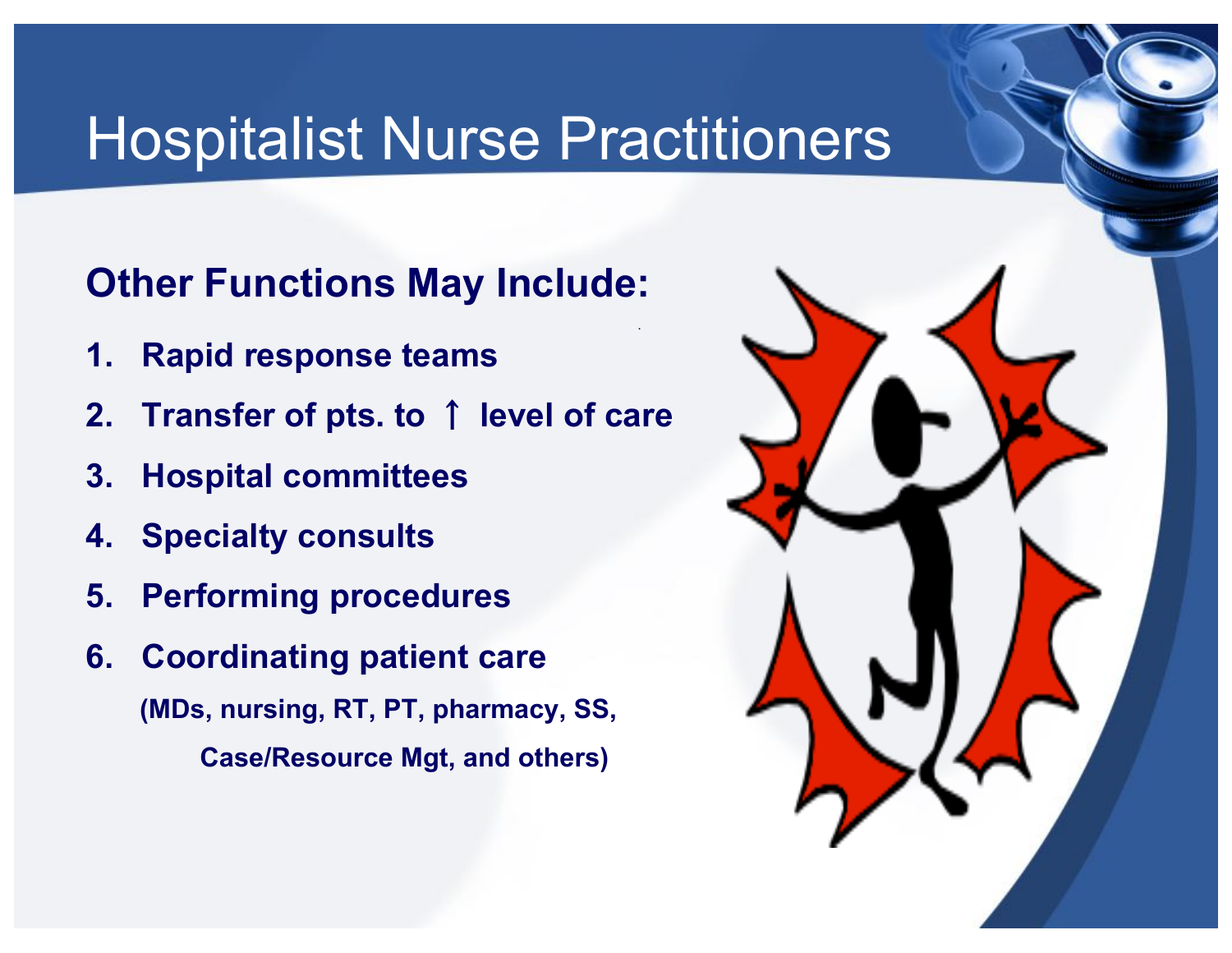# Hospitalist Nurse Practitioners

**Other Functions May Include:**

1. **Rapid response teams**
2. **Transfer of pts. to ↑ level of care**
3. **Hospital committees**
4. **Specialty consults**
5. **Performing procedures**
6. **Coordinating patient care**
   **(MDs, nursing, RT, PT, pharmacy, SS, Case/Resource Mgt, and others)**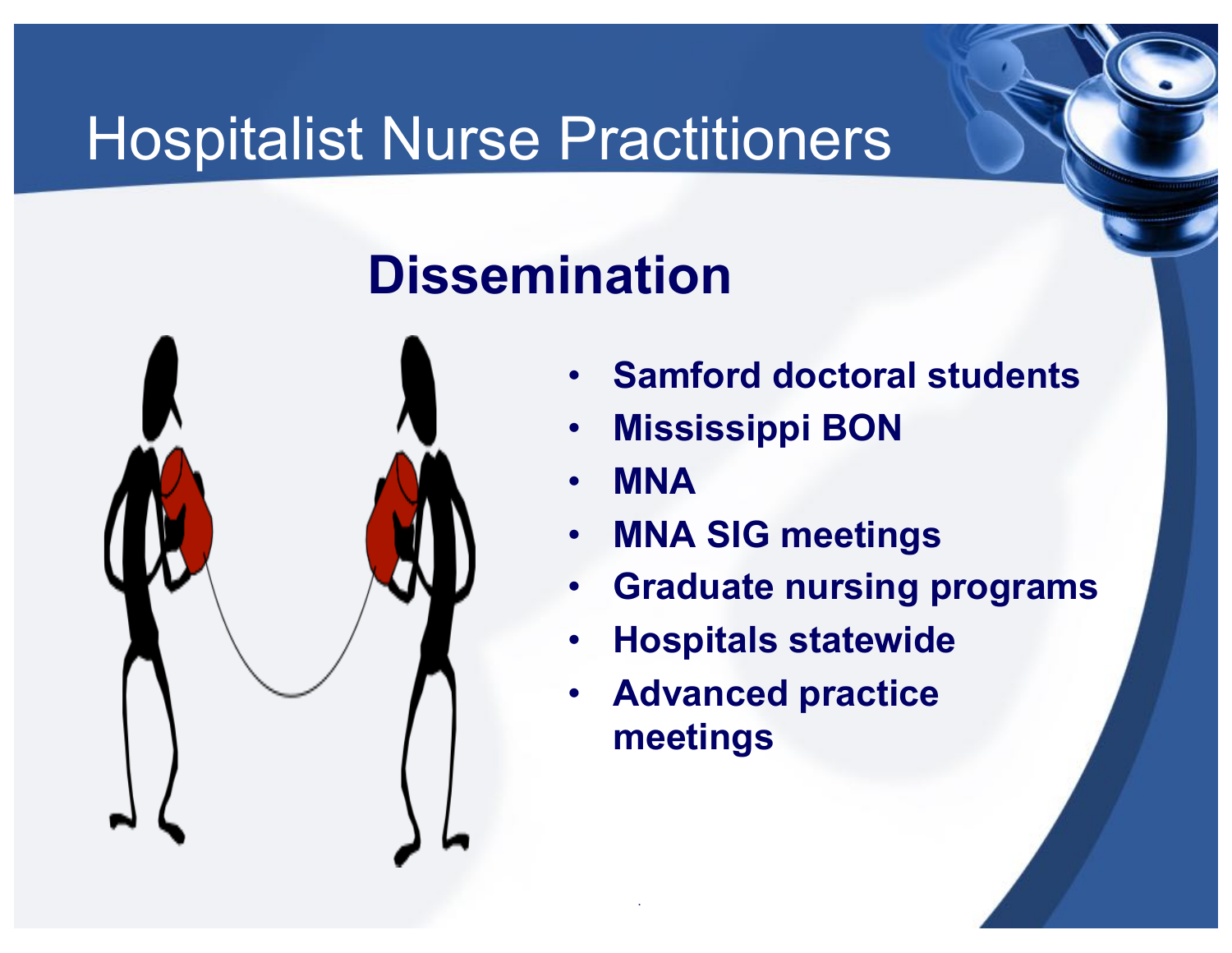# Hospitalist Nurse Practitioners

## Dissemination

- Samford doctoral students
- Mississippi BON
- MNA
- MNA SIG meetings
- Graduate nursing programs
- Hospitals statewide
- Advanced practice meetings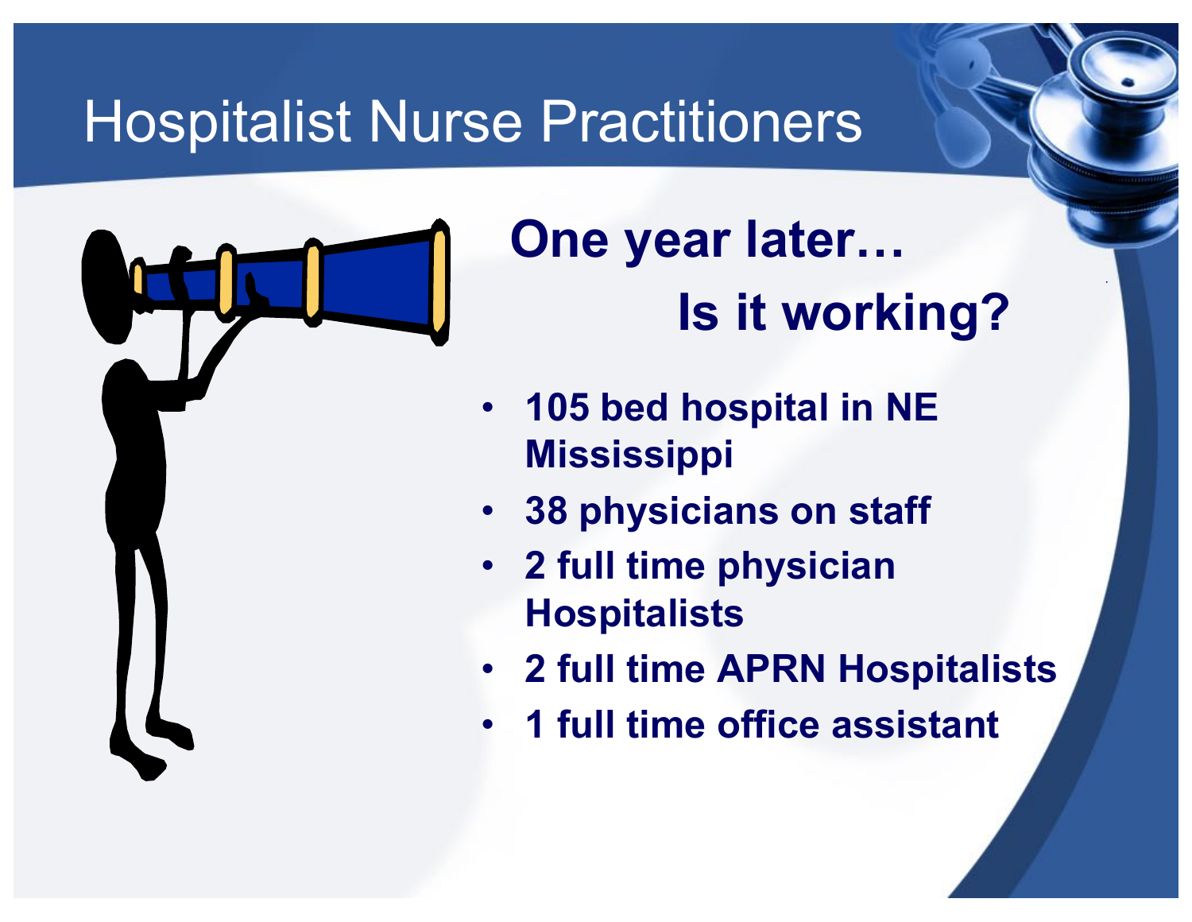# Hospitalist Nurse Practitioners

## One year later…
## Is it working?

- 105 bed hospital in NE Mississippi
- 38 physicians on staff
- 2 full time physician Hospitalists
- 2 full time APRN Hospitalists
- 1 full time office assistant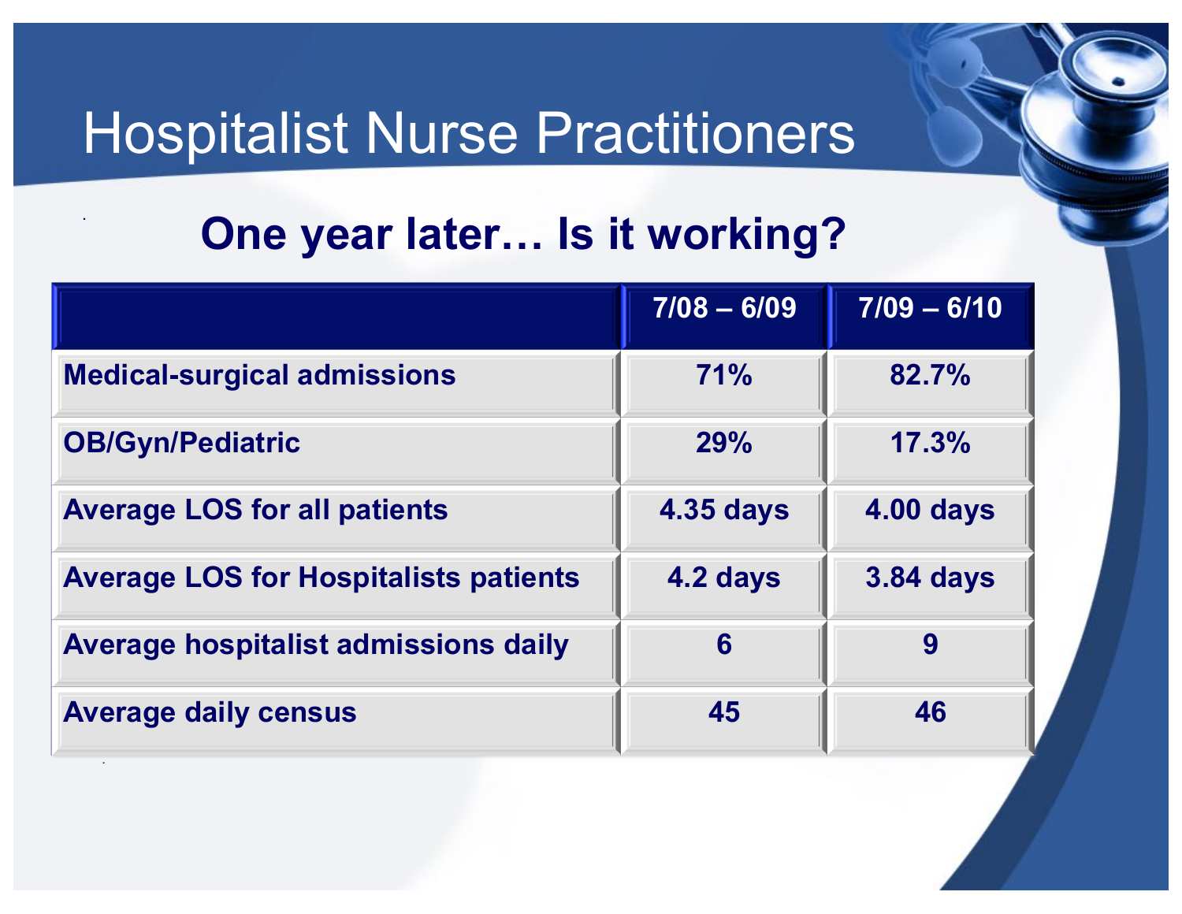# Hospitalist Nurse Practitioners

## One year later… Is it working?

| | 7/08 – 6/09 | 7/09 – 6/10 |
|---|---|---|
| Medical-surgical admissions | 71% | 82.7% |
| OB/Gyn/Pediatric | 29% | 17.3% |
| Average LOS for all patients | 4.35 days | 4.00 days |
| Average LOS for Hospitalists patients | 4.2 days | 3.84 days |
| Average hospitalist admissions daily | 6 | 9 |
| Average daily census | 45 | 46 |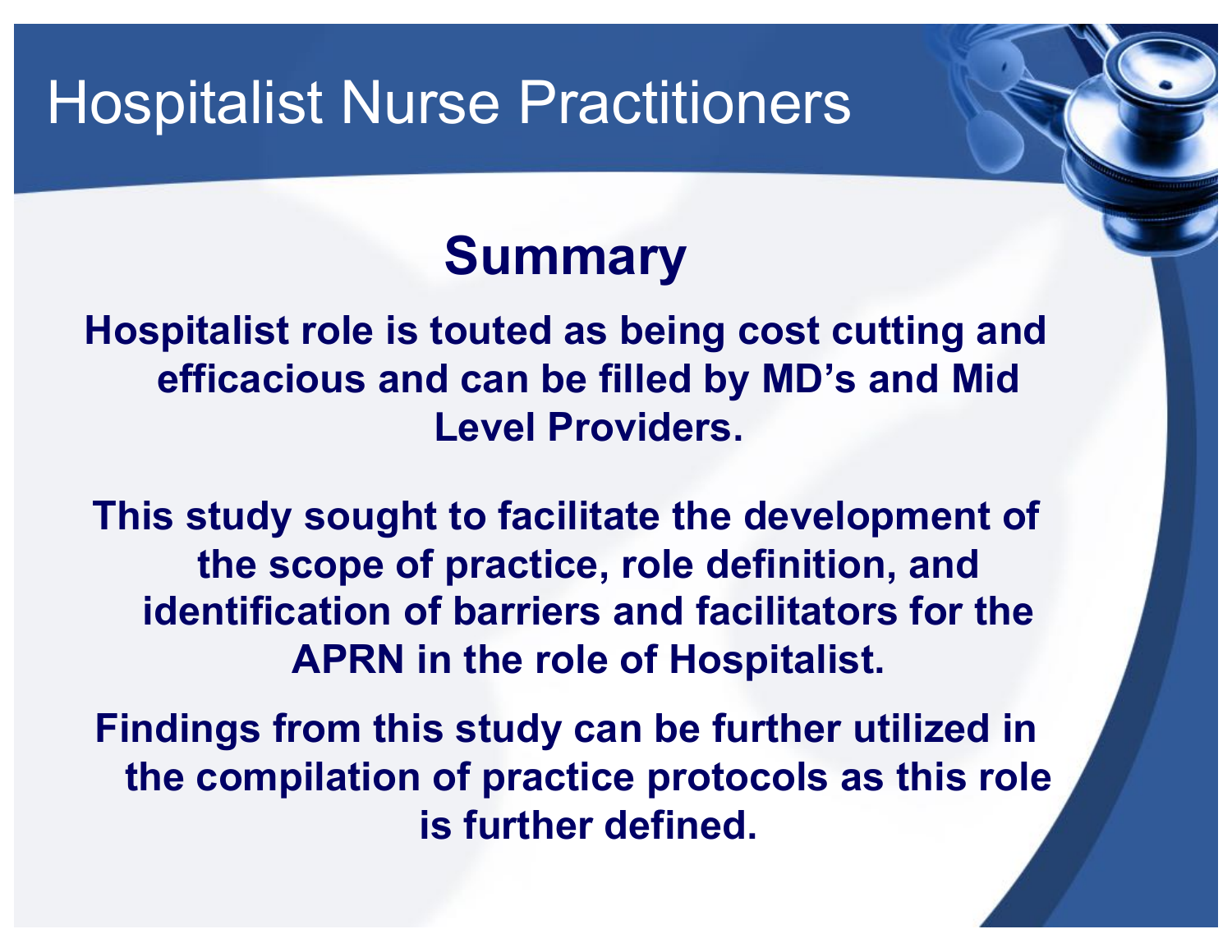# Hospitalist Nurse Practitioners

## Summary

**Hospitalist role is touted as being cost cutting and efficacious and can be filled by MD's and Mid Level Providers.**

**This study sought to facilitate the development of the scope of practice, role definition, and identification of barriers and facilitators for the APRN in the role of Hospitalist.**

**Findings from this study can be further utilized in the compilation of practice protocols as this role is further defined.**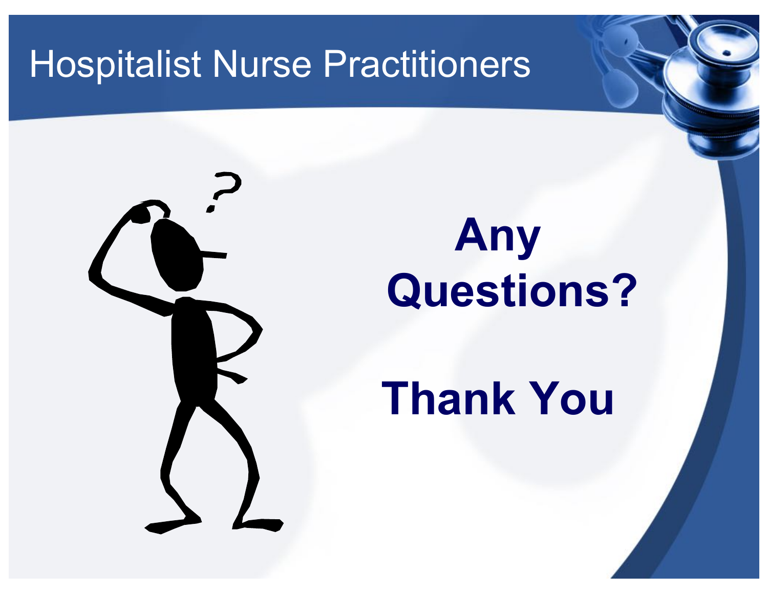# Hospitalist Nurse Practitioners

**Any Questions?**

**Thank You**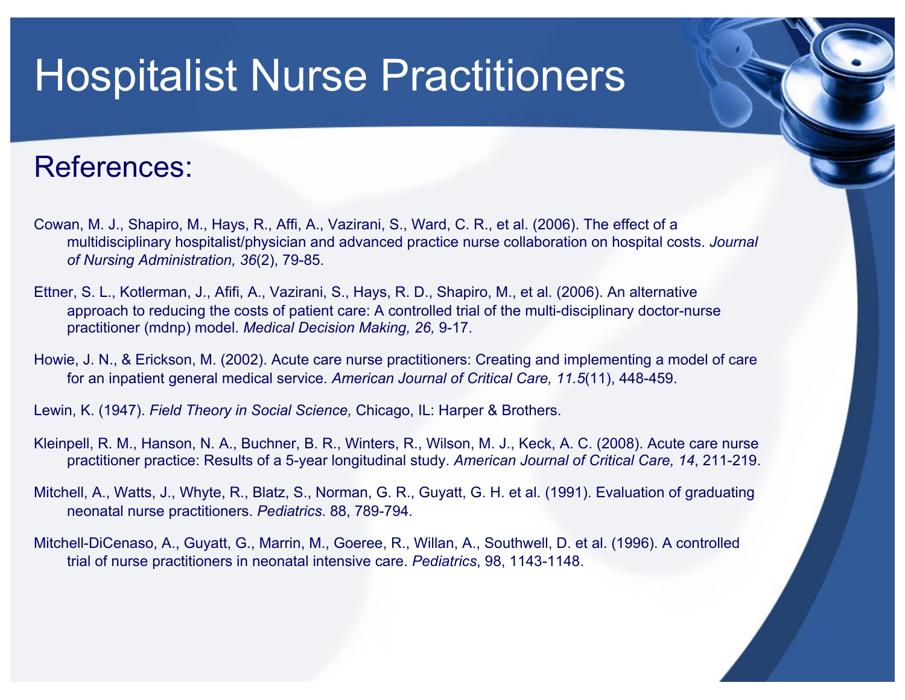# Hospitalist Nurse Practitioners

## References:

Cowan, M. J., Shapiro, M., Hays, R., Affi, A., Vazirani, S., Ward, C. R., et al. (2006). The effect of a multidisciplinary hospitalist/physician and advanced practice nurse collaboration on hospital costs. *Journal of Nursing Administration, 36*(2), 79-85.

Ettner, S. L., Kotlerman, J., Afifi, A., Vazirani, S., Hays, R. D., Shapiro, M., et al. (2006). An alternative approach to reducing the costs of patient care: A controlled trial of the multi-disciplinary doctor-nurse practitioner (mdnp) model. *Medical Decision Making, 26,* 9-17.

Howie, J. N., & Erickson, M. (2002). Acute care nurse practitioners: Creating and implementing a model of care for an inpatient general medical service. *American Journal of Critical Care, 11.5*(11), 448-459.

Lewin, K. (1947). *Field Theory in Social Science,* Chicago, IL: Harper & Brothers.

Kleinpell, R. M., Hanson, N. A., Buchner, B. R., Winters, R., Wilson, M. J., Keck, A. C. (2008). Acute care nurse practitioner practice: Results of a 5-year longitudinal study. *American Journal of Critical Care, 14*, 211-219.

Mitchell, A., Watts, J., Whyte, R., Blatz, S., Norman, G. R., Guyatt, G. H. et al. (1991). Evaluation of graduating neonatal nurse practitioners. *Pediatrics*. 88, 789-794.

Mitchell-DiCenaso, A., Guyatt, G., Marrin, M., Goeree, R., Willan, A., Southwell, D. et al. (1996). A controlled trial of nurse practitioners in neonatal intensive care. *Pediatrics*, 98, 1143-1148.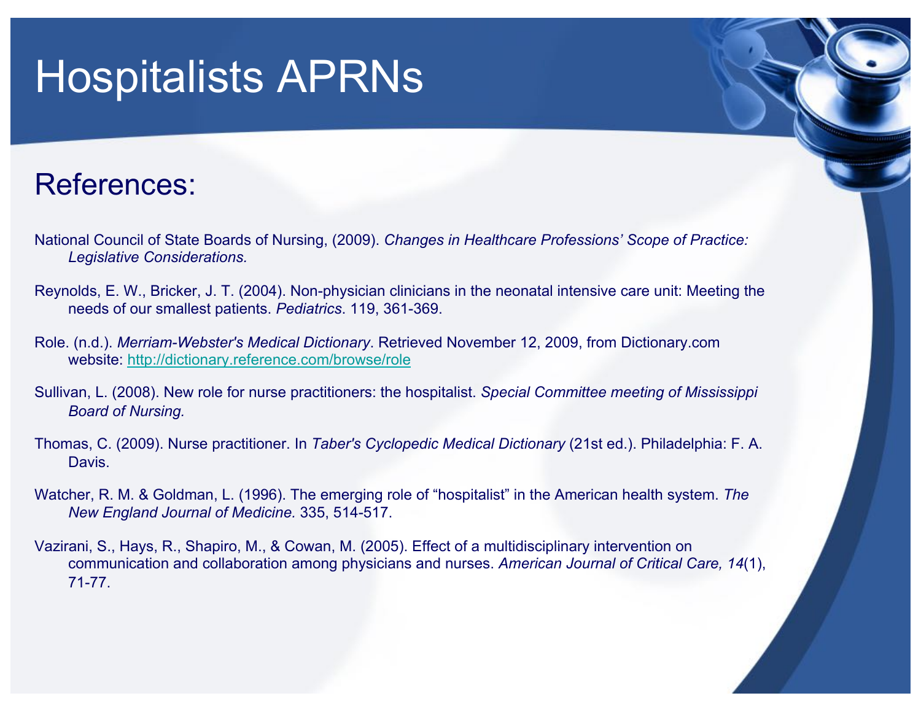# Hospitalists APRNs

## References:

National Council of State Boards of Nursing, (2009). *Changes in Healthcare Professions' Scope of Practice: Legislative Considerations.*

Reynolds, E. W., Bricker, J. T. (2004). Non-physician clinicians in the neonatal intensive care unit: Meeting the needs of our smallest patients. *Pediatrics*. 119, 361-369.

Role. (n.d.). *Merriam-Webster's Medical Dictionary*. Retrieved November 12, 2009, from Dictionary.com website: http://dictionary.reference.com/browse/role

Sullivan, L. (2008). New role for nurse practitioners: the hospitalist. *Special Committee meeting of Mississippi Board of Nursing.*

Thomas, C. (2009). Nurse practitioner. In *Taber's Cyclopedic Medical Dictionary* (21st ed.). Philadelphia: F. A. Davis.

Watcher, R. M. & Goldman, L. (1996). The emerging role of "hospitalist" in the American health system. *The New England Journal of Medicine.* 335, 514-517.

Vazirani, S., Hays, R., Shapiro, M., & Cowan, M. (2005). Effect of a multidisciplinary intervention on communication and collaboration among physicians and nurses. *American Journal of Critical Care, 14*(1), 71-77.